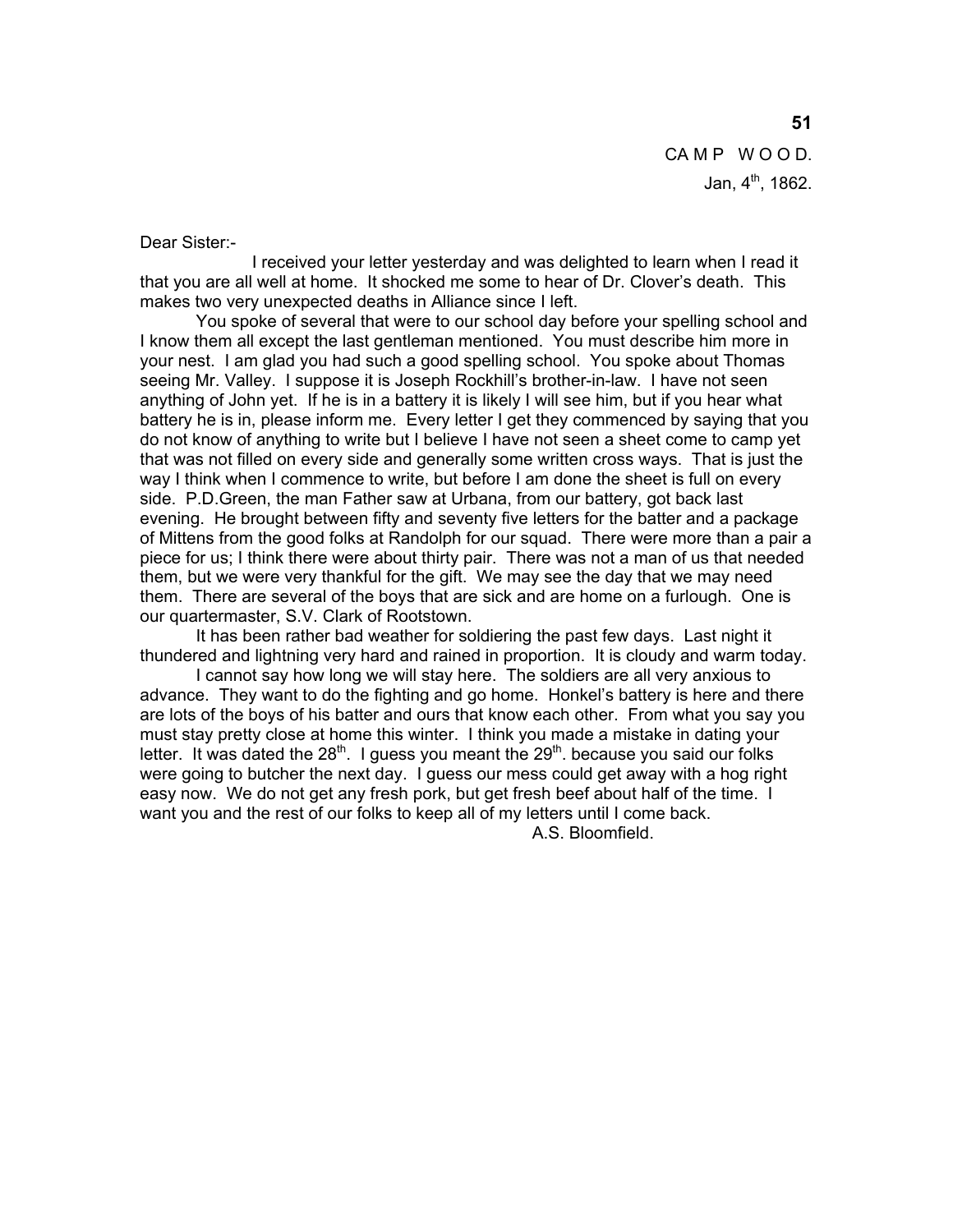CAMP WOOD.
Jan, 4th, 1862.

Dear Sister:-

I received your letter yesterday and was delighted to learn when I read it that you are all well at home. It shocked me some to hear of Dr. Clover's death. This makes two very unexpected deaths in Alliance since I left.

You spoke of several that were to our school day before your spelling school and I know them all except the last gentleman mentioned. You must describe him more in your nest. I am glad you had such a good spelling school. You spoke about Thomas seeing Mr. Valley. I suppose it is Joseph Rockhill's brother-in-law. I have not seen anything of John yet. If he is in a battery it is likely I will see him, but if you hear what battery he is in, please inform me. Every letter I get they commenced by saying that you do not know of anything to write but I believe I have not seen a sheet come to camp yet that was not filled on every side and generally some written cross ways. That is just the way I think when I commence to write, but before I am done the sheet is full on every side. P.D.Green, the man Father saw at Urbana, from our battery, got back last evening. He brought between fifty and seventy five letters for the batter and a package of Mittens from the good folks at Randolph for our squad. There were more than a pair a piece for us; I think there were about thirty pair. There was not a man of us that needed them, but we were very thankful for the gift. We may see the day that we may need them. There are several of the boys that are sick and are home on a furlough. One is our quartermaster, S.V. Clark of Rootstown.

It has been rather bad weather for soldiering the past few days. Last night it thundered and lightning very hard and rained in proportion. It is cloudy and warm today.

I cannot say how long we will stay here. The soldiers are all very anxious to advance. They want to do the fighting and go home. Honkel's battery is here and there are lots of the boys of his batter and ours that know each other. From what you say you must stay pretty close at home this winter. I think you made a mistake in dating your letter. It was dated the 28th. I guess you meant the 29th. because you said our folks were going to butcher the next day. I guess our mess could get away with a hog right easy now. We do not get any fresh pork, but get fresh beef about half of the time. I want you and the rest of our folks to keep all of my letters until I come back.

A.S. Bloomfield.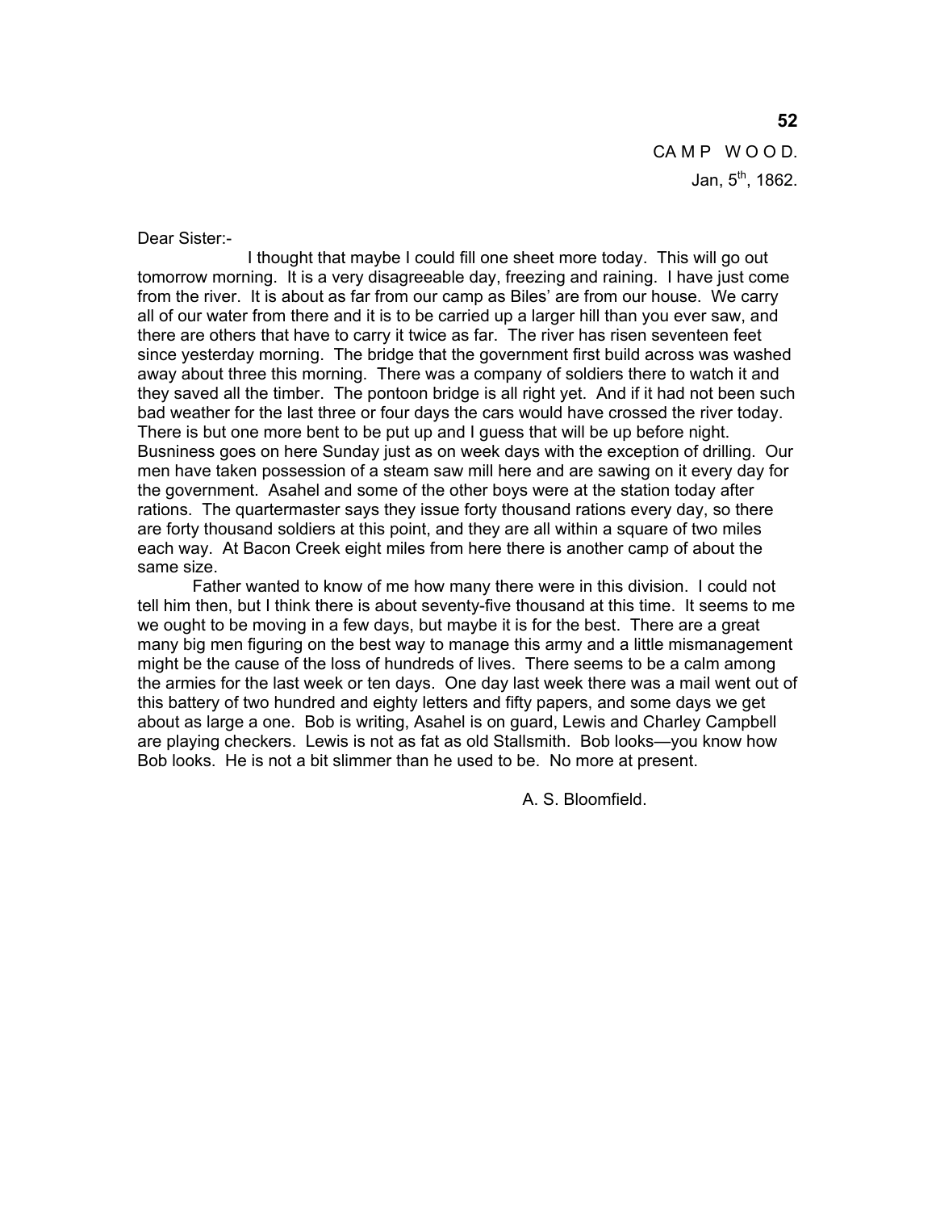CAMP WOOD.
Jan, 5th, 1862.

Dear Sister:-

I thought that maybe I could fill one sheet more today. This will go out tomorrow morning. It is a very disagreeable day, freezing and raining. I have just come from the river. It is about as far from our camp as Biles' are from our house. We carry all of our water from there and it is to be carried up a larger hill than you ever saw, and there are others that have to carry it twice as far. The river has risen seventeen feet since yesterday morning. The bridge that the government first build across was washed away about three this morning. There was a company of soldiers there to watch it and they saved all the timber. The pontoon bridge is all right yet. And if it had not been such bad weather for the last three or four days the cars would have crossed the river today. There is but one more bent to be put up and I guess that will be up before night. Busniness goes on here Sunday just as on week days with the exception of drilling. Our men have taken possession of a steam saw mill here and are sawing on it every day for the government. Asahel and some of the other boys were at the station today after rations. The quartermaster says they issue forty thousand rations every day, so there are forty thousand soldiers at this point, and they are all within a square of two miles each way. At Bacon Creek eight miles from here there is another camp of about the same size.

Father wanted to know of me how many there were in this division. I could not tell him then, but I think there is about seventy-five thousand at this time. It seems to me we ought to be moving in a few days, but maybe it is for the best. There are a great many big men figuring on the best way to manage this army and a little mismanagement might be the cause of the loss of hundreds of lives. There seems to be a calm among the armies for the last week or ten days. One day last week there was a mail went out of this battery of two hundred and eighty letters and fifty papers, and some days we get about as large a one. Bob is writing, Asahel is on guard, Lewis and Charley Campbell are playing checkers. Lewis is not as fat as old Stallsmith. Bob looks—you know how Bob looks. He is not a bit slimmer than he used to be. No more at present.

A. S. Bloomfield.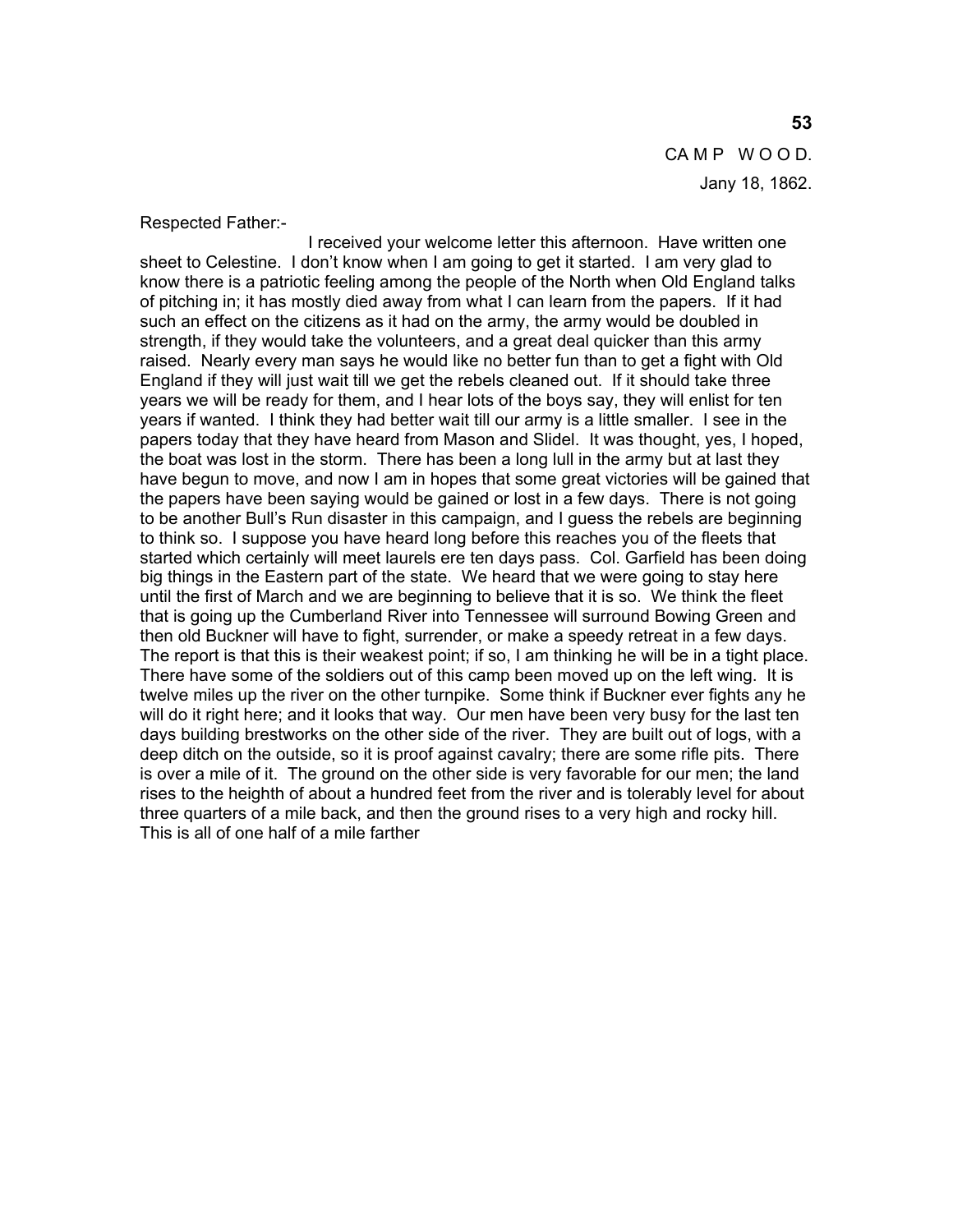CAMP WOOD.

Jany 18, 1862.

Respected Father:-

I received your welcome letter this afternoon. Have written one sheet to Celestine. I don't know when I am going to get it started. I am very glad to know there is a patriotic feeling among the people of the North when Old England talks of pitching in; it has mostly died away from what I can learn from the papers. If it had such an effect on the citizens as it had on the army, the army would be doubled in strength, if they would take the volunteers, and a great deal quicker than this army raised. Nearly every man says he would like no better fun than to get a fight with Old England if they will just wait till we get the rebels cleaned out. If it should take three years we will be ready for them, and I hear lots of the boys say, they will enlist for ten years if wanted. I think they had better wait till our army is a little smaller. I see in the papers today that they have heard from Mason and Slidel. It was thought, yes, I hoped, the boat was lost in the storm. There has been a long lull in the army but at last they have begun to move, and now I am in hopes that some great victories will be gained that the papers have been saying would be gained or lost in a few days. There is not going to be another Bull's Run disaster in this campaign, and I guess the rebels are beginning to think so. I suppose you have heard long before this reaches you of the fleets that started which certainly will meet laurels ere ten days pass. Col. Garfield has been doing big things in the Eastern part of the state. We heard that we were going to stay here until the first of March and we are beginning to believe that it is so. We think the fleet that is going up the Cumberland River into Tennessee will surround Bowing Green and then old Buckner will have to fight, surrender, or make a speedy retreat in a few days. The report is that this is their weakest point; if so, I am thinking he will be in a tight place. There have some of the soldiers out of this camp been moved up on the left wing. It is twelve miles up the river on the other turnpike. Some think if Buckner ever fights any he will do it right here; and it looks that way. Our men have been very busy for the last ten days building brestworks on the other side of the river. They are built out of logs, with a deep ditch on the outside, so it is proof against cavalry; there are some rifle pits. There is over a mile of it. The ground on the other side is very favorable for our men; the land rises to the heighth of about a hundred feet from the river and is tolerably level for about three quarters of a mile back, and then the ground rises to a very high and rocky hill. This is all of one half of a mile farther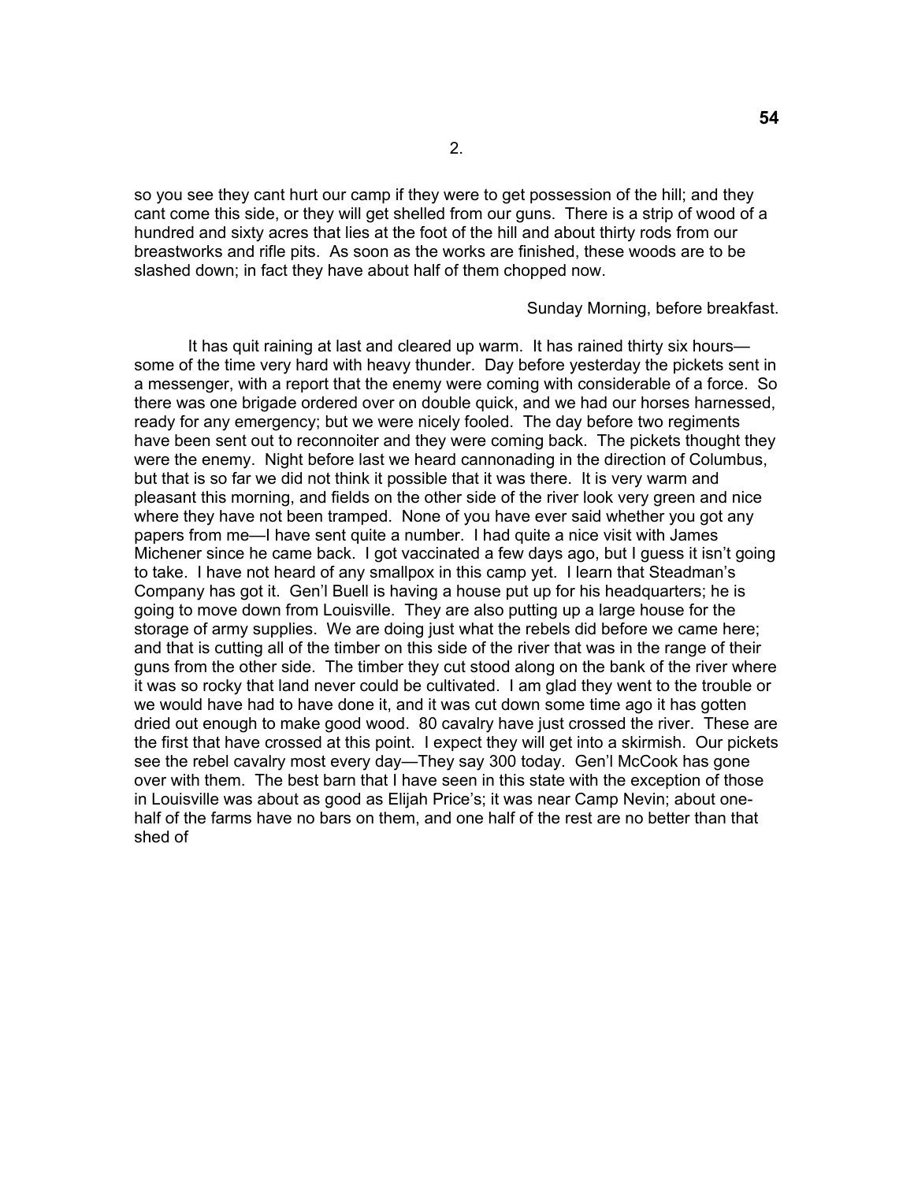2.

so you see they cant hurt our camp if they were to get possession of the hill; and they cant come this side, or they will get shelled from our guns. There is a strip of wood of a hundred and sixty acres that lies at the foot of the hill and about thirty rods from our breastworks and rifle pits. As soon as the works are finished, these woods are to be slashed down; in fact they have about half of them chopped now.

Sunday Morning, before breakfast.

It has quit raining at last and cleared up warm. It has rained thirty six hours—some of the time very hard with heavy thunder. Day before yesterday the pickets sent in a messenger, with a report that the enemy were coming with considerable of a force. So there was one brigade ordered over on double quick, and we had our horses harnessed, ready for any emergency; but we were nicely fooled. The day before two regiments have been sent out to reconnoiter and they were coming back. The pickets thought they were the enemy. Night before last we heard cannonading in the direction of Columbus, but that is so far we did not think it possible that it was there. It is very warm and pleasant this morning, and fields on the other side of the river look very green and nice where they have not been tramped. None of you have ever said whether you got any papers from me—I have sent quite a number. I had quite a nice visit with James Michener since he came back. I got vaccinated a few days ago, but I guess it isn't going to take. I have not heard of any smallpox in this camp yet. I learn that Steadman's Company has got it. Gen'l Buell is having a house put up for his headquarters; he is going to move down from Louisville. They are also putting up a large house for the storage of army supplies. We are doing just what the rebels did before we came here; and that is cutting all of the timber on this side of the river that was in the range of their guns from the other side. The timber they cut stood along on the bank of the river where it was so rocky that land never could be cultivated. I am glad they went to the trouble or we would have had to have done it, and it was cut down some time ago it has gotten dried out enough to make good wood. 80 cavalry have just crossed the river. These are the first that have crossed at this point. I expect they will get into a skirmish. Our pickets see the rebel cavalry most every day—They say 300 today. Gen'l McCook has gone over with them. The best barn that I have seen in this state with the exception of those in Louisville was about as good as Elijah Price's; it was near Camp Nevin; about one-half of the farms have no bars on them, and one half of the rest are no better than that shed of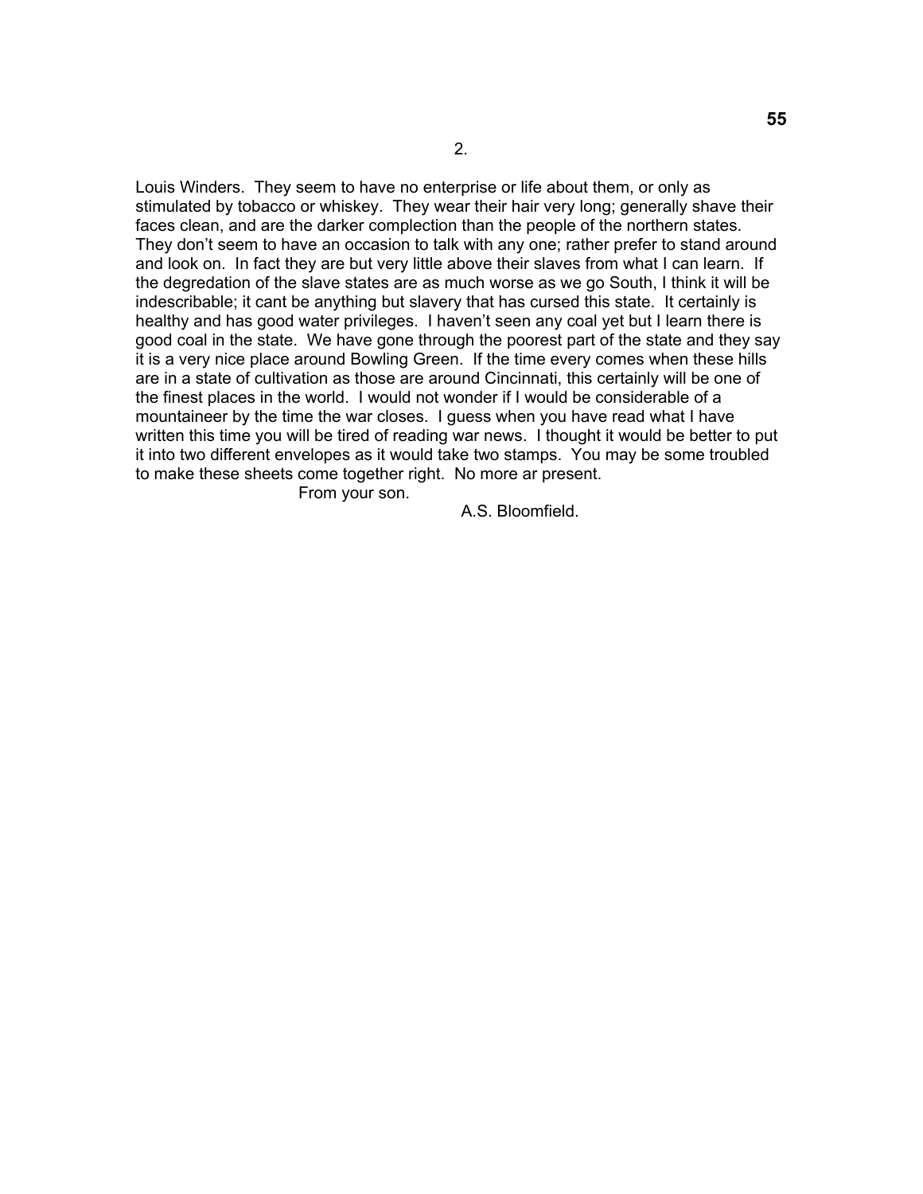2.

Louis Winders. They seem to have no enterprise or life about them, or only as stimulated by tobacco or whiskey. They wear their hair very long; generally shave their faces clean, and are the darker complection than the people of the northern states. They don't seem to have an occasion to talk with any one; rather prefer to stand around and look on. In fact they are but very little above their slaves from what I can learn. If the degredation of the slave states are as much worse as we go South, I think it will be indescribable; it cant be anything but slavery that has cursed this state. It certainly is healthy and has good water privileges. I haven't seen any coal yet but I learn there is good coal in the state. We have gone through the poorest part of the state and they say it is a very nice place around Bowling Green. If the time every comes when these hills are in a state of cultivation as those are around Cincinnati, this certainly will be one of the finest places in the world. I would not wonder if I would be considerable of a mountaineer by the time the war closes. I guess when you have read what I have written this time you will be tired of reading war news. I thought it would be better to put it into two different envelopes as it would take two stamps. You may be some troubled to make these sheets come together right. No more ar present.

From your son.

A.S. Bloomfield.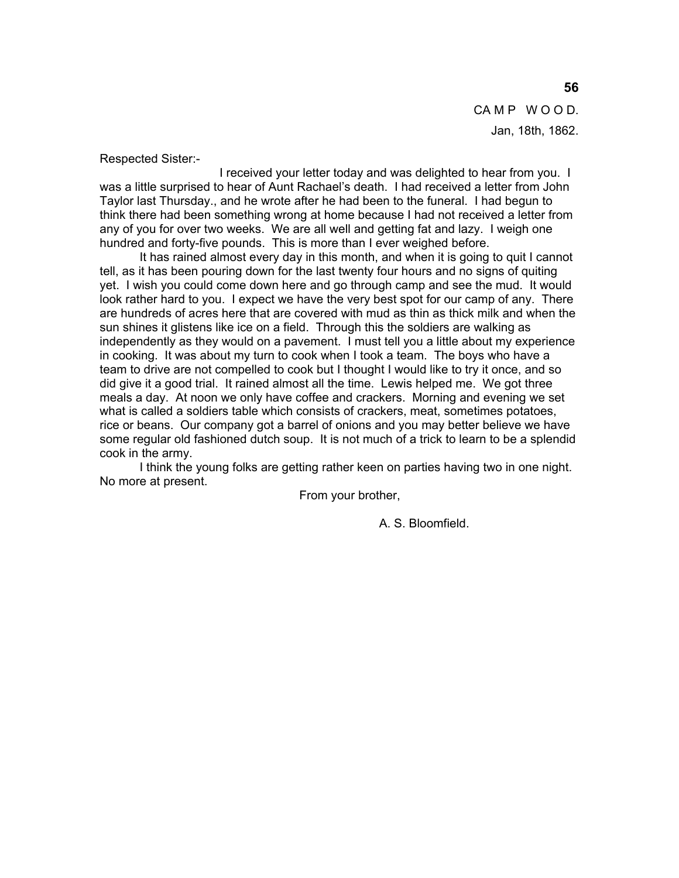CA M P W O O D.

Jan, 18th, 1862.

Respected Sister:-

I received your letter today and was delighted to hear from you. I was a little surprised to hear of Aunt Rachael's death. I had received a letter from John Taylor last Thursday., and he wrote after he had been to the funeral. I had begun to think there had been something wrong at home because I had not received a letter from any of you for over two weeks. We are all well and getting fat and lazy. I weigh one hundred and forty-five pounds. This is more than I ever weighed before.

It has rained almost every day in this month, and when it is going to quit I cannot tell, as it has been pouring down for the last twenty four hours and no signs of quiting yet. I wish you could come down here and go through camp and see the mud. It would look rather hard to you. I expect we have the very best spot for our camp of any. There are hundreds of acres here that are covered with mud as thin as thick milk and when the sun shines it glistens like ice on a field. Through this the soldiers are walking as independently as they would on a pavement. I must tell you a little about my experience in cooking. It was about my turn to cook when I took a team. The boys who have a team to drive are not compelled to cook but I thought I would like to try it once, and so did give it a good trial. It rained almost all the time. Lewis helped me. We got three meals a day. At noon we only have coffee and crackers. Morning and evening we set what is called a soldiers table which consists of crackers, meat, sometimes potatoes, rice or beans. Our company got a barrel of onions and you may better believe we have some regular old fashioned dutch soup. It is not much of a trick to learn to be a splendid cook in the army.

I think the young folks are getting rather keen on parties having two in one night. No more at present.

From your brother,

A. S. Bloomfield.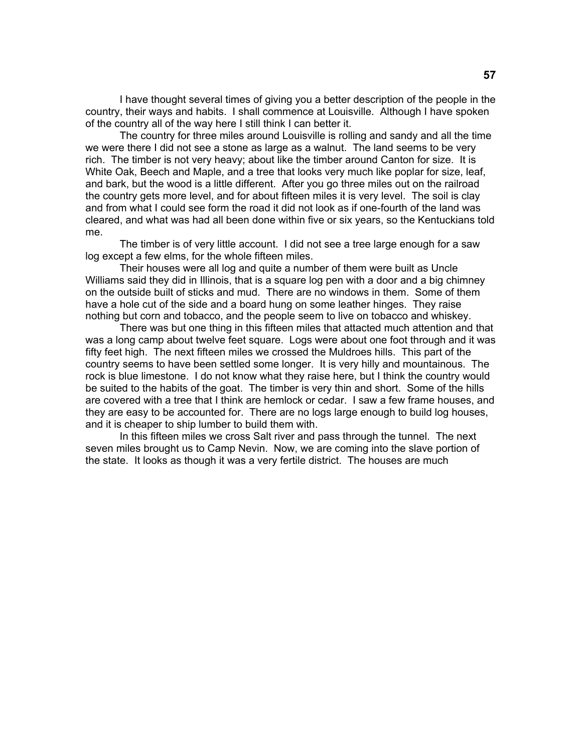I have thought several times of giving you a better description of the people in the country, their ways and habits. I shall commence at Louisville. Although I have spoken of the country all of the way here I still think I can better it.

The country for three miles around Louisville is rolling and sandy and all the time we were there I did not see a stone as large as a walnut. The land seems to be very rich. The timber is not very heavy; about like the timber around Canton for size. It is White Oak, Beech and Maple, and a tree that looks very much like poplar for size, leaf, and bark, but the wood is a little different. After you go three miles out on the railroad the country gets more level, and for about fifteen miles it is very level. The soil is clay and from what I could see form the road it did not look as if one-fourth of the land was cleared, and what was had all been done within five or six years, so the Kentuckians told me.

The timber is of very little account. I did not see a tree large enough for a saw log except a few elms, for the whole fifteen miles.

Their houses were all log and quite a number of them were built as Uncle Williams said they did in Illinois, that is a square log pen with a door and a big chimney on the outside built of sticks and mud. There are no windows in them. Some of them have a hole cut of the side and a board hung on some leather hinges. They raise nothing but corn and tobacco, and the people seem to live on tobacco and whiskey.

There was but one thing in this fifteen miles that attacted much attention and that was a long camp about twelve feet square. Logs were about one foot through and it was fifty feet high. The next fifteen miles we crossed the Muldroes hills. This part of the country seems to have been settled some longer. It is very hilly and mountainous. The rock is blue limestone. I do not know what they raise here, but I think the country would be suited to the habits of the goat. The timber is very thin and short. Some of the hills are covered with a tree that I think are hemlock or cedar. I saw a few frame houses, and they are easy to be accounted for. There are no logs large enough to build log houses, and it is cheaper to ship lumber to build them with.

In this fifteen miles we cross Salt river and pass through the tunnel. The next seven miles brought us to Camp Nevin. Now, we are coming into the slave portion of the state. It looks as though it was a very fertile district. The houses are much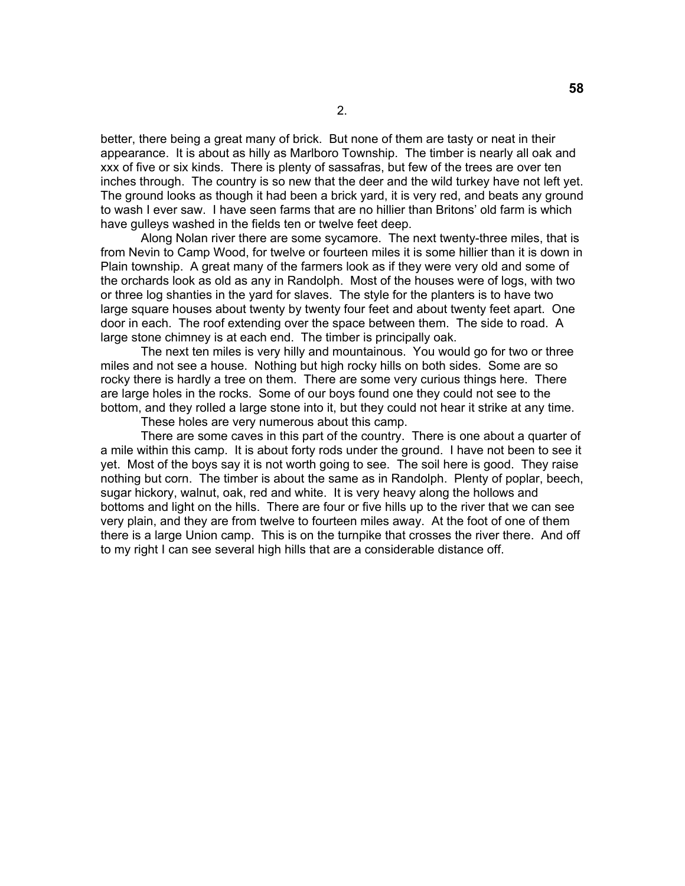2.

better, there being a great many of brick. But none of them are tasty or neat in their appearance. It is about as hilly as Marlboro Township. The timber is nearly all oak and xxx of five or six kinds. There is plenty of sassafras, but few of the trees are over ten inches through. The country is so new that the deer and the wild turkey have not left yet. The ground looks as though it had been a brick yard, it is very red, and beats any ground to wash I ever saw. I have seen farms that are no hillier than Britons' old farm is which have gulleys washed in the fields ten or twelve feet deep.

Along Nolan river there are some sycamore. The next twenty-three miles, that is from Nevin to Camp Wood, for twelve or fourteen miles it is some hillier than it is down in Plain township. A great many of the farmers look as if they were very old and some of the orchards look as old as any in Randolph. Most of the houses were of logs, with two or three log shanties in the yard for slaves. The style for the planters is to have two large square houses about twenty by twenty four feet and about twenty feet apart. One door in each. The roof extending over the space between them. The side to road. A large stone chimney is at each end. The timber is principally oak.

The next ten miles is very hilly and mountainous. You would go for two or three miles and not see a house. Nothing but high rocky hills on both sides. Some are so rocky there is hardly a tree on them. There are some very curious things here. There are large holes in the rocks. Some of our boys found one they could not see to the bottom, and they rolled a large stone into it, but they could not hear it strike at any time.

These holes are very numerous about this camp.

There are some caves in this part of the country. There is one about a quarter of a mile within this camp. It is about forty rods under the ground. I have not been to see it yet. Most of the boys say it is not worth going to see. The soil here is good. They raise nothing but corn. The timber is about the same as in Randolph. Plenty of poplar, beech, sugar hickory, walnut, oak, red and white. It is very heavy along the hollows and bottoms and light on the hills. There are four or five hills up to the river that we can see very plain, and they are from twelve to fourteen miles away. At the foot of one of them there is a large Union camp. This is on the turnpike that crosses the river there. And off to my right I can see several high hills that are a considerable distance off.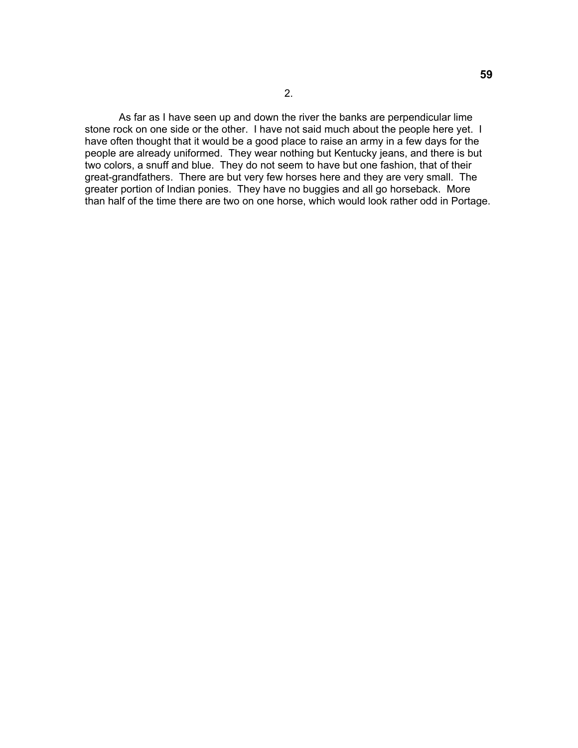2.

As far as I have seen up and down the river the banks are perpendicular lime stone rock on one side or the other. I have not said much about the people here yet. I have often thought that it would be a good place to raise an army in a few days for the people are already uniformed. They wear nothing but Kentucky jeans, and there is but two colors, a snuff and blue. They do not seem to have but one fashion, that of their great-grandfathers. There are but very few horses here and they are very small. The greater portion of Indian ponies. They have no buggies and all go horseback. More than half of the time there are two on one horse, which would look rather odd in Portage.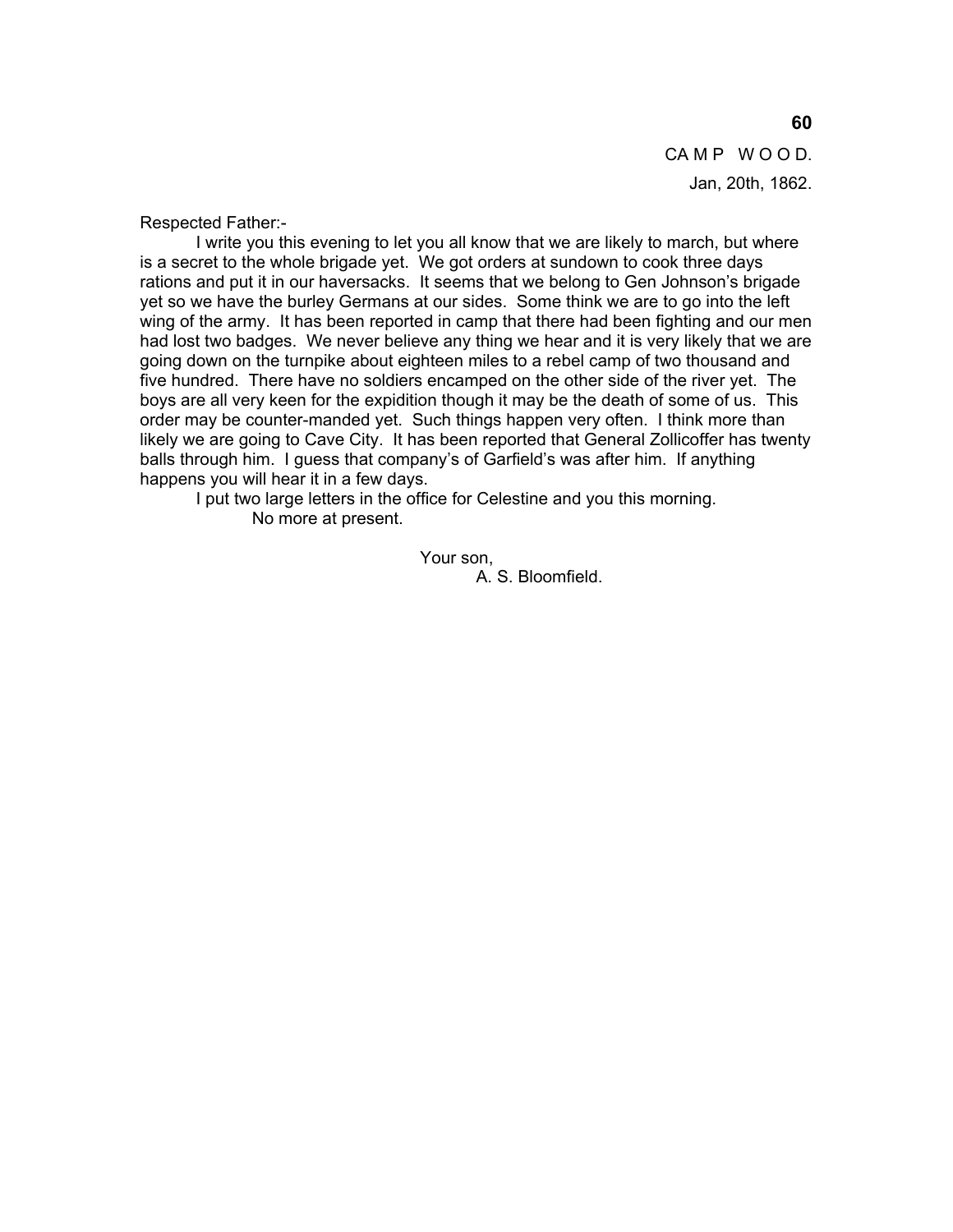CAMP WOOD.

Jan, 20th, 1862.

Respected Father:-

I write you this evening to let you all know that we are likely to march, but where is a secret to the whole brigade yet. We got orders at sundown to cook three days rations and put it in our haversacks. It seems that we belong to Gen Johnson's brigade yet so we have the burley Germans at our sides. Some think we are to go into the left wing of the army. It has been reported in camp that there had been fighting and our men had lost two badges. We never believe any thing we hear and it is very likely that we are going down on the turnpike about eighteen miles to a rebel camp of two thousand and five hundred. There have no soldiers encamped on the other side of the river yet. The boys are all very keen for the expidition though it may be the death of some of us. This order may be counter-manded yet. Such things happen very often. I think more than likely we are going to Cave City. It has been reported that General Zollicoffer has twenty balls through him. I guess that company's of Garfield's was after him. If anything happens you will hear it in a few days.

I put two large letters in the office for Celestine and you this morning.

No more at present.

Your son,

A. S. Bloomfield.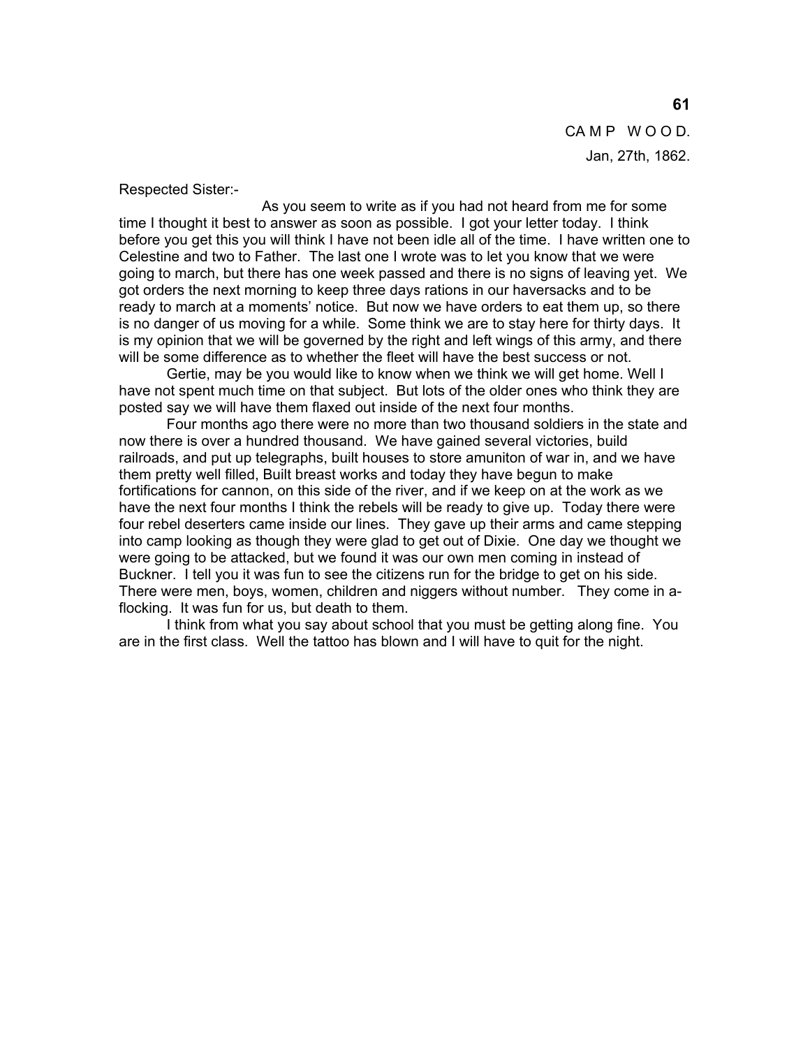CAMP WOOD.

Jan, 27th, 1862.

Respected Sister:-

As you seem to write as if you had not heard from me for some time I thought it best to answer as soon as possible. I got your letter today. I think before you get this you will think I have not been idle all of the time. I have written one to Celestine and two to Father. The last one I wrote was to let you know that we were going to march, but there has one week passed and there is no signs of leaving yet. We got orders the next morning to keep three days rations in our haversacks and to be ready to march at a moments' notice. But now we have orders to eat them up, so there is no danger of us moving for a while. Some think we are to stay here for thirty days. It is my opinion that we will be governed by the right and left wings of this army, and there will be some difference as to whether the fleet will have the best success or not.

Gertie, may be you would like to know when we think we will get home. Well I have not spent much time on that subject. But lots of the older ones who think they are posted say we will have them flaxed out inside of the next four months.

Four months ago there were no more than two thousand soldiers in the state and now there is over a hundred thousand. We have gained several victories, build railroads, and put up telegraphs, built houses to store amuniton of war in, and we have them pretty well filled, Built breast works and today they have begun to make fortifications for cannon, on this side of the river, and if we keep on at the work as we have the next four months I think the rebels will be ready to give up. Today there were four rebel deserters came inside our lines. They gave up their arms and came stepping into camp looking as though they were glad to get out of Dixie. One day we thought we were going to be attacked, but we found it was our own men coming in instead of Buckner. I tell you it was fun to see the citizens run for the bridge to get on his side. There were men, boys, women, children and niggers without number. They come in a-flocking. It was fun for us, but death to them.

I think from what you say about school that you must be getting along fine. You are in the first class. Well the tattoo has blown and I will have to quit for the night.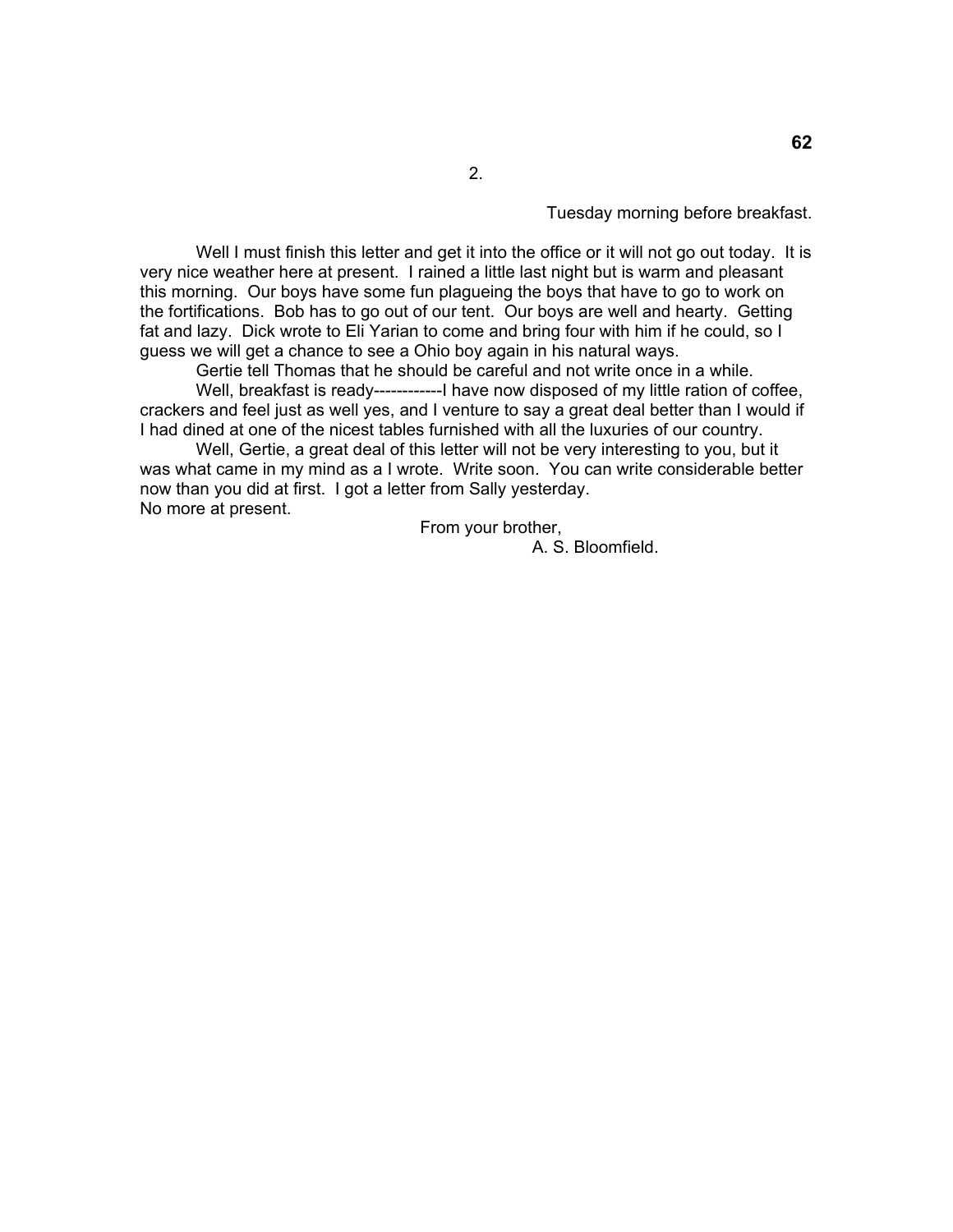2.

Tuesday morning before breakfast.

Well I must finish this letter and get it into the office or it will not go out today. It is very nice weather here at present. I rained a little last night but is warm and pleasant this morning. Our boys have some fun plagueing the boys that have to go to work on the fortifications. Bob has to go out of our tent. Our boys are well and hearty. Getting fat and lazy. Dick wrote to Eli Yarian to come and bring four with him if he could, so I guess we will get a chance to see a Ohio boy again in his natural ways.

Gertie tell Thomas that he should be careful and not write once in a while.

Well, breakfast is ready------------I have now disposed of my little ration of coffee, crackers and feel just as well yes, and I venture to say a great deal better than I would if I had dined at one of the nicest tables furnished with all the luxuries of our country.

Well, Gertie, a great deal of this letter will not be very interesting to you, but it was what came in my mind as a I wrote. Write soon. You can write considerable better now than you did at first. I got a letter from Sally yesterday.

No more at present.

From your brother,

A. S. Bloomfield.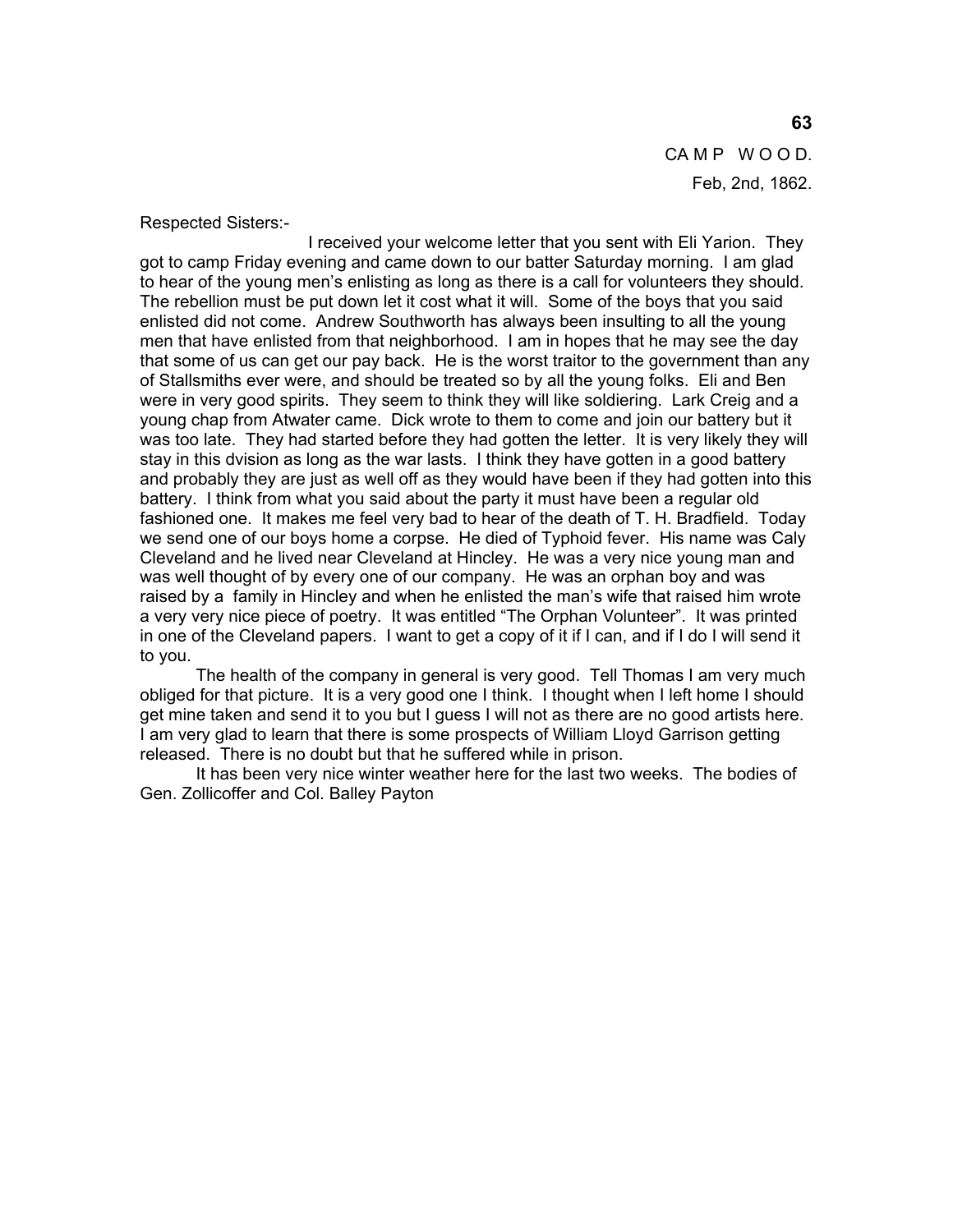CAMP WOOD.
Feb, 2nd, 1862.

Respected Sisters:-

I received your welcome letter that you sent with Eli Yarion. They got to camp Friday evening and came down to our batter Saturday morning. I am glad to hear of the young men's enlisting as long as there is a call for volunteers they should. The rebellion must be put down let it cost what it will. Some of the boys that you said enlisted did not come. Andrew Southworth has always been insulting to all the young men that have enlisted from that neighborhood. I am in hopes that he may see the day that some of us can get our pay back. He is the worst traitor to the government than any of Stallsmiths ever were, and should be treated so by all the young folks. Eli and Ben were in very good spirits. They seem to think they will like soldiering. Lark Creig and a young chap from Atwater came. Dick wrote to them to come and join our battery but it was too late. They had started before they had gotten the letter. It is very likely they will stay in this dvision as long as the war lasts. I think they have gotten in a good battery and probably they are just as well off as they would have been if they had gotten into this battery. I think from what you said about the party it must have been a regular old fashioned one. It makes me feel very bad to hear of the death of T. H. Bradfield. Today we send one of our boys home a corpse. He died of Typhoid fever. His name was Caly Cleveland and he lived near Cleveland at Hincley. He was a very nice young man and was well thought of by every one of our company. He was an orphan boy and was raised by a family in Hincley and when he enlisted the man's wife that raised him wrote a very very nice piece of poetry. It was entitled "The Orphan Volunteer". It was printed in one of the Cleveland papers. I want to get a copy of it if I can, and if I do I will send it to you.

The health of the company in general is very good. Tell Thomas I am very much obliged for that picture. It is a very good one I think. I thought when I left home I should get mine taken and send it to you but I guess I will not as there are no good artists here. I am very glad to learn that there is some prospects of William Lloyd Garrison getting released. There is no doubt but that he suffered while in prison.

It has been very nice winter weather here for the last two weeks. The bodies of Gen. Zollicoffer and Col. Balley Payton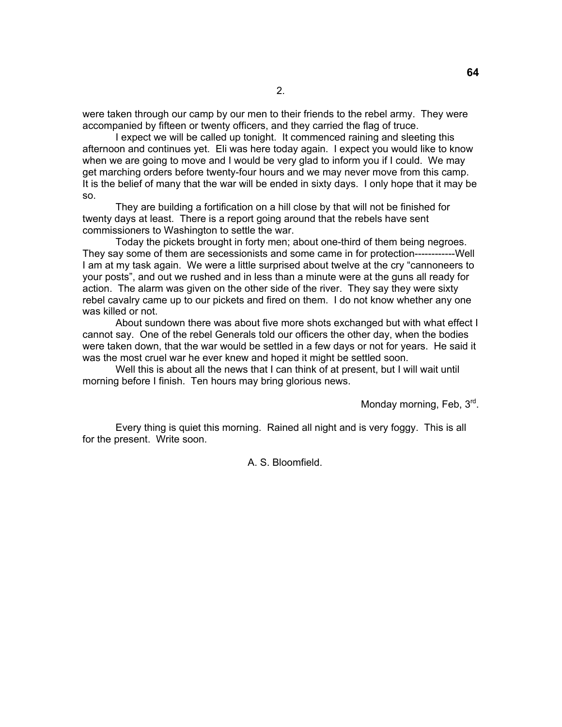2.

were taken through our camp by our men to their friends to the rebel army. They were accompanied by fifteen or twenty officers, and they carried the flag of truce.

I expect we will be called up tonight. It commenced raining and sleeting this afternoon and continues yet. Eli was here today again. I expect you would like to know when we are going to move and I would be very glad to inform you if I could. We may get marching orders before twenty-four hours and we may never move from this camp. It is the belief of many that the war will be ended in sixty days. I only hope that it may be so.

They are building a fortification on a hill close by that will not be finished for twenty days at least. There is a report going around that the rebels have sent commissioners to Washington to settle the war.

Today the pickets brought in forty men; about one-third of them being negroes. They say some of them are secessionists and some came in for protection------------Well I am at my task again. We were a little surprised about twelve at the cry "cannoneers to your posts", and out we rushed and in less than a minute were at the guns all ready for action. The alarm was given on the other side of the river. They say they were sixty rebel cavalry came up to our pickets and fired on them. I do not know whether any one was killed or not.

About sundown there was about five more shots exchanged but with what effect I cannot say. One of the rebel Generals told our officers the other day, when the bodies were taken down, that the war would be settled in a few days or not for years. He said it was the most cruel war he ever knew and hoped it might be settled soon.

Well this is about all the news that I can think of at present, but I will wait until morning before I finish. Ten hours may bring glorious news.

Monday morning, Feb, 3rd.

Every thing is quiet this morning. Rained all night and is very foggy. This is all for the present. Write soon.

A. S. Bloomfield.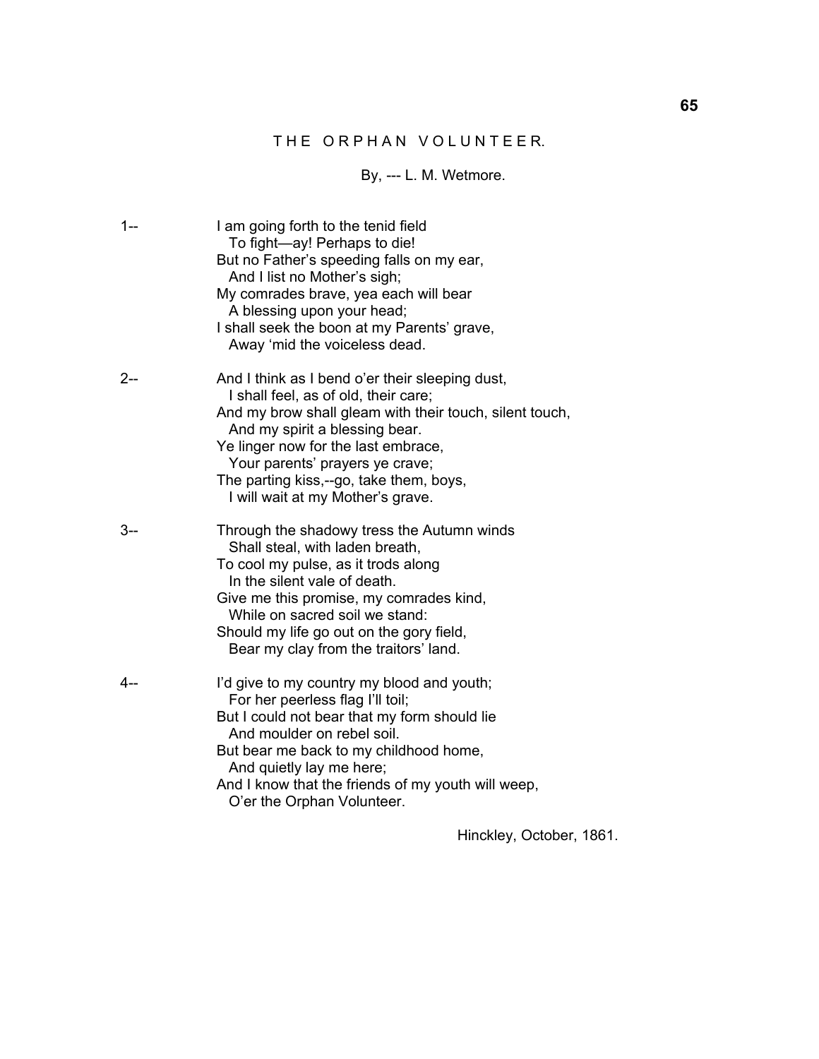# THE ORPHAN VOLUNTEER.

By, --- L. M. Wetmore.

1--

I am going forth to the tenid field  
  To fight—ay! Perhaps to die!  
But no Father's speeding falls on my ear,  
  And I list no Mother's sigh;  
My comrades brave, yea each will bear  
  A blessing upon your head;  
I shall seek the boon at my Parents' grave,  
  Away 'mid the voiceless dead.

2--

And I think as I bend o'er their sleeping dust,  
  I shall feel, as of old, their care;  
And my brow shall gleam with their touch, silent touch,  
  And my spirit a blessing bear.  
Ye linger now for the last embrace,  
  Your parents' prayers ye crave;  
The parting kiss,--go, take them, boys,  
  I will wait at my Mother's grave.

3--

Through the shadowy tress the Autumn winds  
  Shall steal, with laden breath,  
To cool my pulse, as it trods along  
  In the silent vale of death.  
Give me this promise, my comrades kind,  
  While on sacred soil we stand:  
Should my life go out on the gory field,  
  Bear my clay from the traitors' land.

4--

I'd give to my country my blood and youth;  
  For her peerless flag I'll toil;  
But I could not bear that my form should lie  
  And moulder on rebel soil.  
But bear me back to my childhood home,  
  And quietly lay me here;  
And I know that the friends of my youth will weep,  
  O'er the Orphan Volunteer.

Hinckley, October, 1861.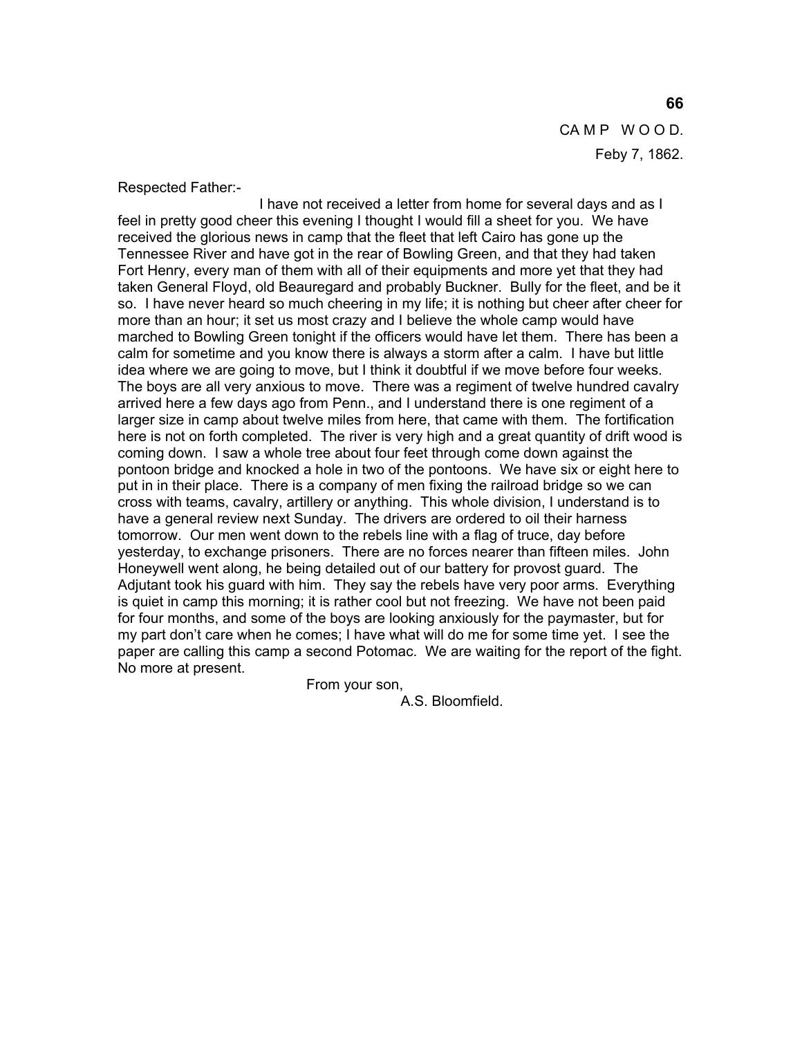CAMP WOOD.

Feby 7, 1862.

Respected Father:-

I have not received a letter from home for several days and as I feel in pretty good cheer this evening I thought I would fill a sheet for you. We have received the glorious news in camp that the fleet that left Cairo has gone up the Tennessee River and have got in the rear of Bowling Green, and that they had taken Fort Henry, every man of them with all of their equipments and more yet that they had taken General Floyd, old Beauregard and probably Buckner. Bully for the fleet, and be it so. I have never heard so much cheering in my life; it is nothing but cheer after cheer for more than an hour; it set us most crazy and I believe the whole camp would have marched to Bowling Green tonight if the officers would have let them. There has been a calm for sometime and you know there is always a storm after a calm. I have but little idea where we are going to move, but I think it doubtful if we move before four weeks. The boys are all very anxious to move. There was a regiment of twelve hundred cavalry arrived here a few days ago from Penn., and I understand there is one regiment of a larger size in camp about twelve miles from here, that came with them. The fortification here is not on forth completed. The river is very high and a great quantity of drift wood is coming down. I saw a whole tree about four feet through come down against the pontoon bridge and knocked a hole in two of the pontoons. We have six or eight here to put in in their place. There is a company of men fixing the railroad bridge so we can cross with teams, cavalry, artillery or anything. This whole division, I understand is to have a general review next Sunday. The drivers are ordered to oil their harness tomorrow. Our men went down to the rebels line with a flag of truce, day before yesterday, to exchange prisoners. There are no forces nearer than fifteen miles. John Honeywell went along, he being detailed out of our battery for provost guard. The Adjutant took his guard with him. They say the rebels have very poor arms. Everything is quiet in camp this morning; it is rather cool but not freezing. We have not been paid for four months, and some of the boys are looking anxiously for the paymaster, but for my part don't care when he comes; I have what will do me for some time yet. I see the paper are calling this camp a second Potomac. We are waiting for the report of the fight. No more at present.

From your son,

A.S. Bloomfield.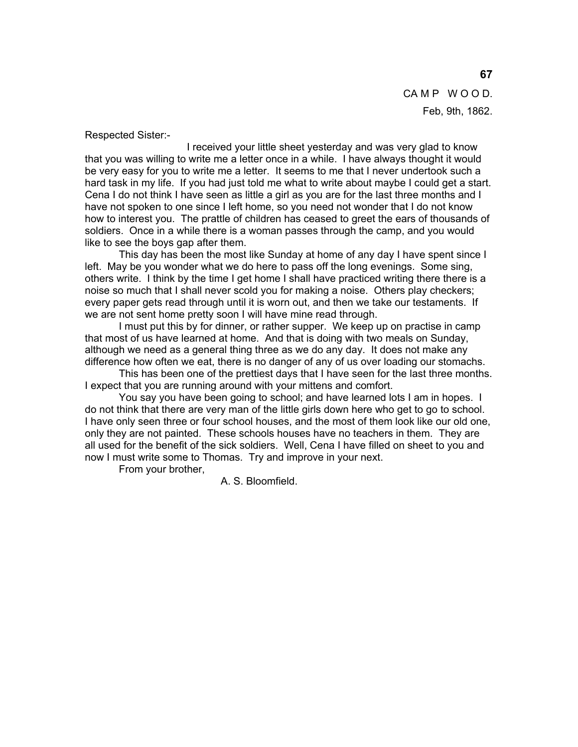CAMP WOOD.

Feb, 9th, 1862.

Respected Sister:-

I received your little sheet yesterday and was very glad to know that you was willing to write me a letter once in a while. I have always thought it would be very easy for you to write me a letter. It seems to me that I never undertook such a hard task in my life. If you had just told me what to write about maybe I could get a start. Cena I do not think I have seen as little a girl as you are for the last three months and I have not spoken to one since I left home, so you need not wonder that I do not know how to interest you. The prattle of children has ceased to greet the ears of thousands of soldiers. Once in a while there is a woman passes through the camp, and you would like to see the boys gap after them.

This day has been the most like Sunday at home of any day I have spent since I left. May be you wonder what we do here to pass off the long evenings. Some sing, others write. I think by the time I get home I shall have practiced writing there there is a noise so much that I shall never scold you for making a noise. Others play checkers; every paper gets read through until it is worn out, and then we take our testaments. If we are not sent home pretty soon I will have mine read through.

I must put this by for dinner, or rather supper. We keep up on practise in camp that most of us have learned at home. And that is doing with two meals on Sunday, although we need as a general thing three as we do any day. It does not make any difference how often we eat, there is no danger of any of us over loading our stomachs.

This has been one of the prettiest days that I have seen for the last three months. I expect that you are running around with your mittens and comfort.

You say you have been going to school; and have learned lots I am in hopes. I do not think that there are very man of the little girls down here who get to go to school. I have only seen three or four school houses, and the most of them look like our old one, only they are not painted. These schools houses have no teachers in them. They are all used for the benefit of the sick soldiers. Well, Cena I have filled on sheet to you and now I must write some to Thomas. Try and improve in your next.

From your brother,

A. S. Bloomfield.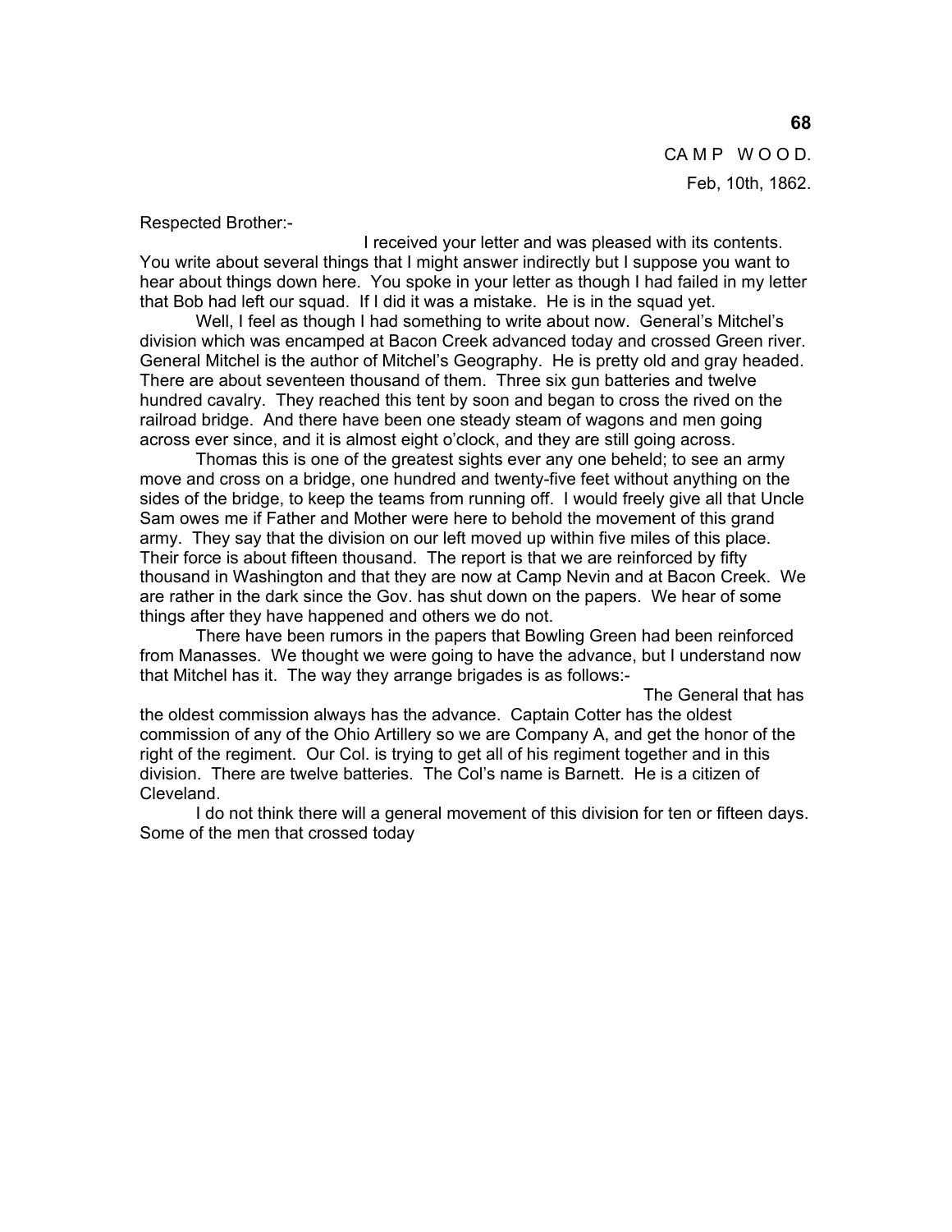CAMP WOOD.

Feb, 10th, 1862.

Respected Brother:-

I received your letter and was pleased with its contents. You write about several things that I might answer indirectly but I suppose you want to hear about things down here. You spoke in your letter as though I had failed in my letter that Bob had left our squad. If I did it was a mistake. He is in the squad yet.

Well, I feel as though I had something to write about now. General's Mitchel's division which was encamped at Bacon Creek advanced today and crossed Green river. General Mitchel is the author of Mitchel's Geography. He is pretty old and gray headed. There are about seventeen thousand of them. Three six gun batteries and twelve hundred cavalry. They reached this tent by soon and began to cross the rived on the railroad bridge. And there have been one steady steam of wagons and men going across ever since, and it is almost eight o'clock, and they are still going across.

Thomas this is one of the greatest sights ever any one beheld; to see an army move and cross on a bridge, one hundred and twenty-five feet without anything on the sides of the bridge, to keep the teams from running off. I would freely give all that Uncle Sam owes me if Father and Mother were here to behold the movement of this grand army. They say that the division on our left moved up within five miles of this place. Their force is about fifteen thousand. The report is that we are reinforced by fifty thousand in Washington and that they are now at Camp Nevin and at Bacon Creek. We are rather in the dark since the Gov. has shut down on the papers. We hear of some things after they have happened and others we do not.

There have been rumors in the papers that Bowling Green had been reinforced from Manasses. We thought we were going to have the advance, but I understand now that Mitchel has it. The way they arrange brigades is as follows:-

The General that has the oldest commission always has the advance. Captain Cotter has the oldest commission of any of the Ohio Artillery so we are Company A, and get the honor of the right of the regiment. Our Col. is trying to get all of his regiment together and in this division. There are twelve batteries. The Col's name is Barnett. He is a citizen of Cleveland.

I do not think there will a general movement of this division for ten or fifteen days. Some of the men that crossed today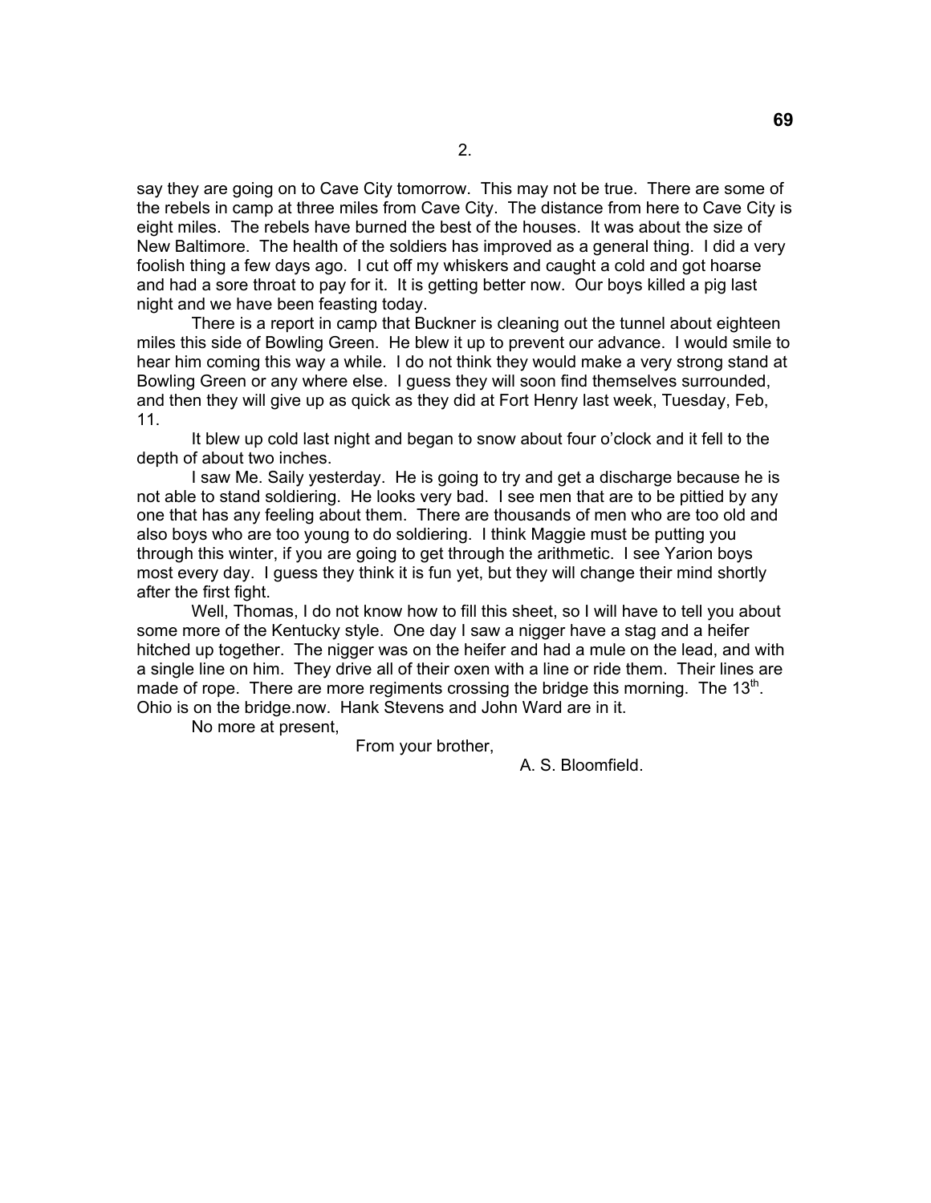2.

say they are going on to Cave City tomorrow. This may not be true. There are some of the rebels in camp at three miles from Cave City. The distance from here to Cave City is eight miles. The rebels have burned the best of the houses. It was about the size of New Baltimore. The health of the soldiers has improved as a general thing. I did a very foolish thing a few days ago. I cut off my whiskers and caught a cold and got hoarse and had a sore throat to pay for it. It is getting better now. Our boys killed a pig last night and we have been feasting today.

There is a report in camp that Buckner is cleaning out the tunnel about eighteen miles this side of Bowling Green. He blew it up to prevent our advance. I would smile to hear him coming this way a while. I do not think they would make a very strong stand at Bowling Green or any where else. I guess they will soon find themselves surrounded, and then they will give up as quick as they did at Fort Henry last week, Tuesday, Feb, 11.

It blew up cold last night and began to snow about four o'clock and it fell to the depth of about two inches.

I saw Me. Saily yesterday. He is going to try and get a discharge because he is not able to stand soldiering. He looks very bad. I see men that are to be pittied by any one that has any feeling about them. There are thousands of men who are too old and also boys who are too young to do soldiering. I think Maggie must be putting you through this winter, if you are going to get through the arithmetic. I see Yarion boys most every day. I guess they think it is fun yet, but they will change their mind shortly after the first fight.

Well, Thomas, I do not know how to fill this sheet, so I will have to tell you about some more of the Kentucky style. One day I saw a nigger have a stag and a heifer hitched up together. The nigger was on the heifer and had a mule on the lead, and with a single line on him. They drive all of their oxen with a line or ride them. Their lines are made of rope. There are more regiments crossing the bridge this morning. The 13th. Ohio is on the bridge.now. Hank Stevens and John Ward are in it.

No more at present,

From your brother,

A. S. Bloomfield.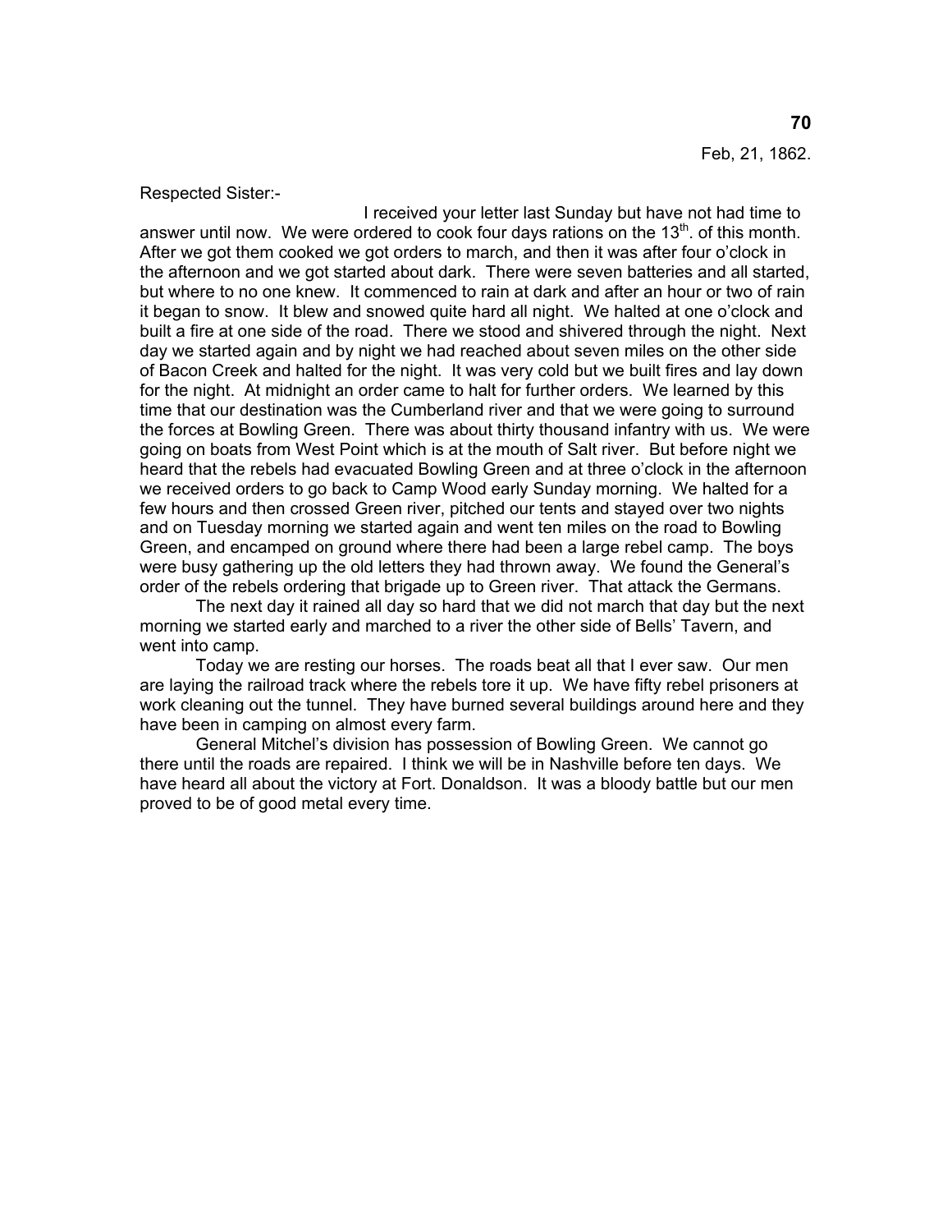Feb, 21, 1862.

Respected Sister:-

I received your letter last Sunday but have not had time to answer until now. We were ordered to cook four days rations on the 13th. of this month. After we got them cooked we got orders to march, and then it was after four o'clock in the afternoon and we got started about dark. There were seven batteries and all started, but where to no one knew. It commenced to rain at dark and after an hour or two of rain it began to snow. It blew and snowed quite hard all night. We halted at one o'clock and built a fire at one side of the road. There we stood and shivered through the night. Next day we started again and by night we had reached about seven miles on the other side of Bacon Creek and halted for the night. It was very cold but we built fires and lay down for the night. At midnight an order came to halt for further orders. We learned by this time that our destination was the Cumberland river and that we were going to surround the forces at Bowling Green. There was about thirty thousand infantry with us. We were going on boats from West Point which is at the mouth of Salt river. But before night we heard that the rebels had evacuated Bowling Green and at three o'clock in the afternoon we received orders to go back to Camp Wood early Sunday morning. We halted for a few hours and then crossed Green river, pitched our tents and stayed over two nights and on Tuesday morning we started again and went ten miles on the road to Bowling Green, and encamped on ground where there had been a large rebel camp. The boys were busy gathering up the old letters they had thrown away. We found the General's order of the rebels ordering that brigade up to Green river. That attack the Germans.

The next day it rained all day so hard that we did not march that day but the next morning we started early and marched to a river the other side of Bells' Tavern, and went into camp.

Today we are resting our horses. The roads beat all that I ever saw. Our men are laying the railroad track where the rebels tore it up. We have fifty rebel prisoners at work cleaning out the tunnel. They have burned several buildings around here and they have been in camping on almost every farm.

General Mitchel's division has possession of Bowling Green. We cannot go there until the roads are repaired. I think we will be in Nashville before ten days. We have heard all about the victory at Fort. Donaldson. It was a bloody battle but our men proved to be of good metal every time.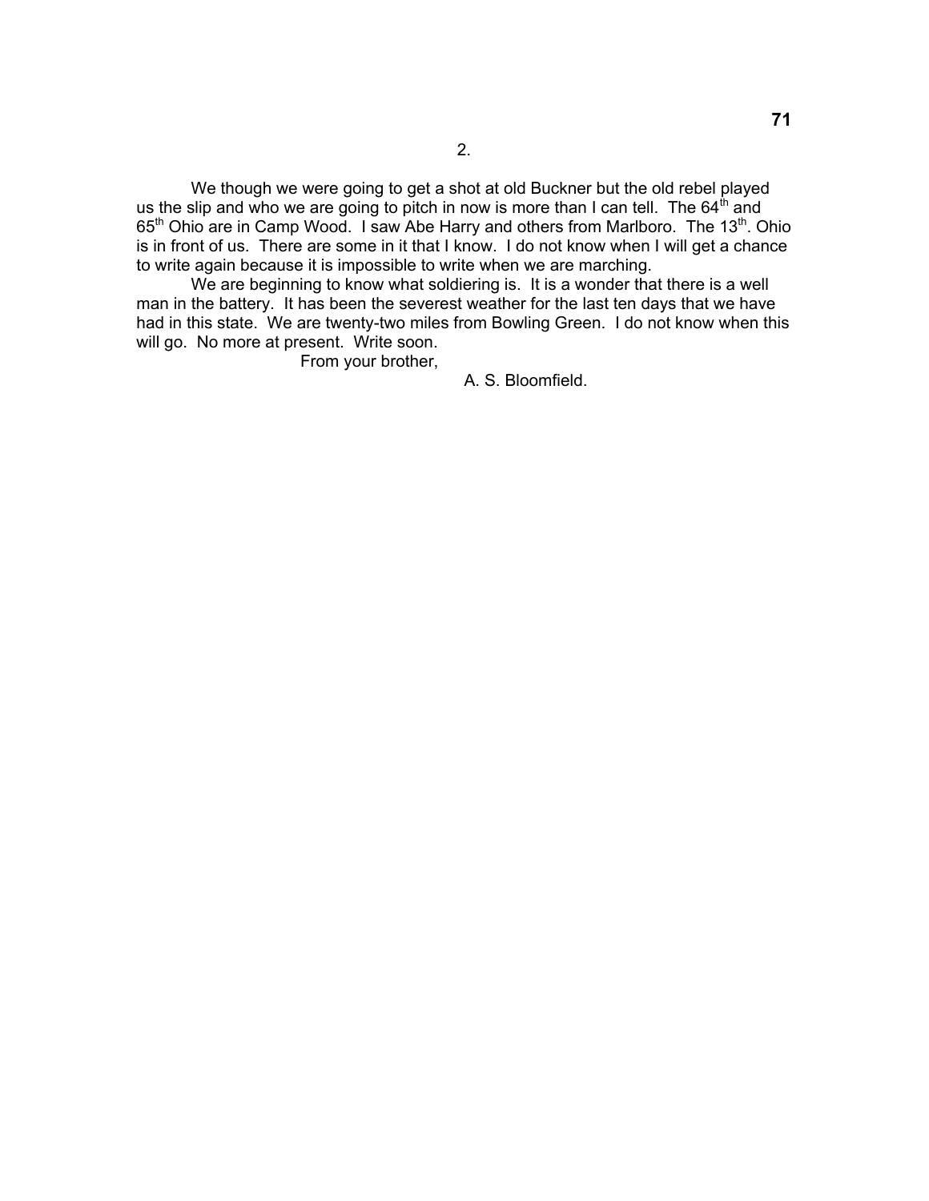2.

We though we were going to get a shot at old Buckner but the old rebel played us the slip and who we are going to pitch in now is more than I can tell. The 64th and 65th Ohio are in Camp Wood. I saw Abe Harry and others from Marlboro. The 13th. Ohio is in front of us. There are some in it that I know. I do not know when I will get a chance to write again because it is impossible to write when we are marching.

We are beginning to know what soldiering is. It is a wonder that there is a well man in the battery. It has been the severest weather for the last ten days that we have had in this state. We are twenty-two miles from Bowling Green. I do not know when this will go. No more at present. Write soon.

From your brother,

A. S. Bloomfield.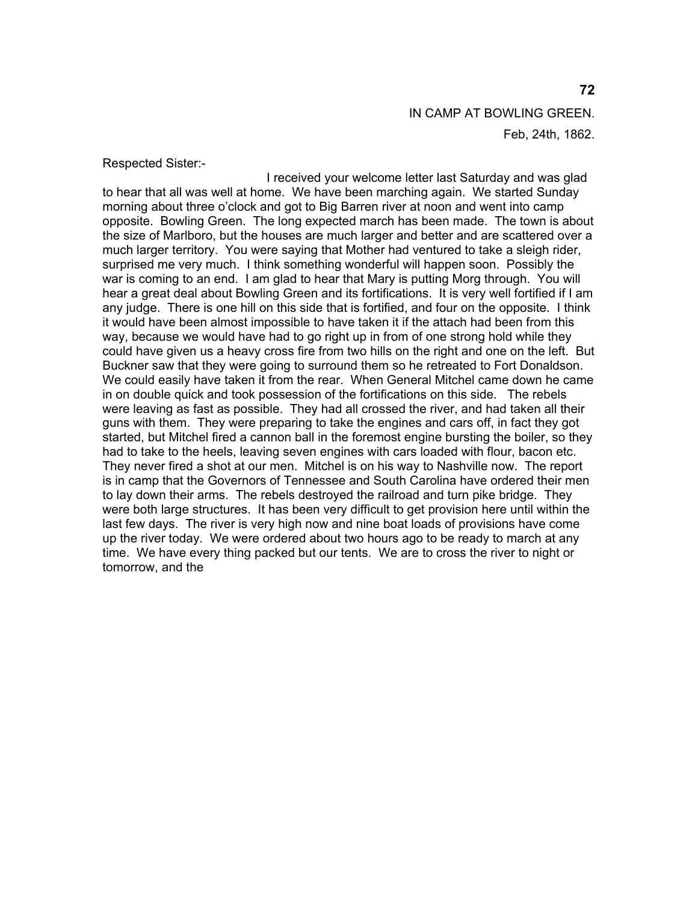IN CAMP AT BOWLING GREEN.

Feb, 24th, 1862.

Respected Sister:-

I received your welcome letter last Saturday and was glad to hear that all was well at home. We have been marching again. We started Sunday morning about three o'clock and got to Big Barren river at noon and went into camp opposite. Bowling Green. The long expected march has been made. The town is about the size of Marlboro, but the houses are much larger and better and are scattered over a much larger territory. You were saying that Mother had ventured to take a sleigh rider, surprised me very much. I think something wonderful will happen soon. Possibly the war is coming to an end. I am glad to hear that Mary is putting Morg through. You will hear a great deal about Bowling Green and its fortifications. It is very well fortified if I am any judge. There is one hill on this side that is fortified, and four on the opposite. I think it would have been almost impossible to have taken it if the attach had been from this way, because we would have had to go right up in from of one strong hold while they could have given us a heavy cross fire from two hills on the right and one on the left. But Buckner saw that they were going to surround them so he retreated to Fort Donaldson. We could easily have taken it from the rear. When General Mitchel came down he came in on double quick and took possession of the fortifications on this side. The rebels were leaving as fast as possible. They had all crossed the river, and had taken all their guns with them. They were preparing to take the engines and cars off, in fact they got started, but Mitchel fired a cannon ball in the foremost engine bursting the boiler, so they had to take to the heels, leaving seven engines with cars loaded with flour, bacon etc. They never fired a shot at our men. Mitchel is on his way to Nashville now. The report is in camp that the Governors of Tennessee and South Carolina have ordered their men to lay down their arms. The rebels destroyed the railroad and turn pike bridge. They were both large structures. It has been very difficult to get provision here until within the last few days. The river is very high now and nine boat loads of provisions have come up the river today. We were ordered about two hours ago to be ready to march at any time. We have every thing packed but our tents. We are to cross the river to night or tomorrow, and the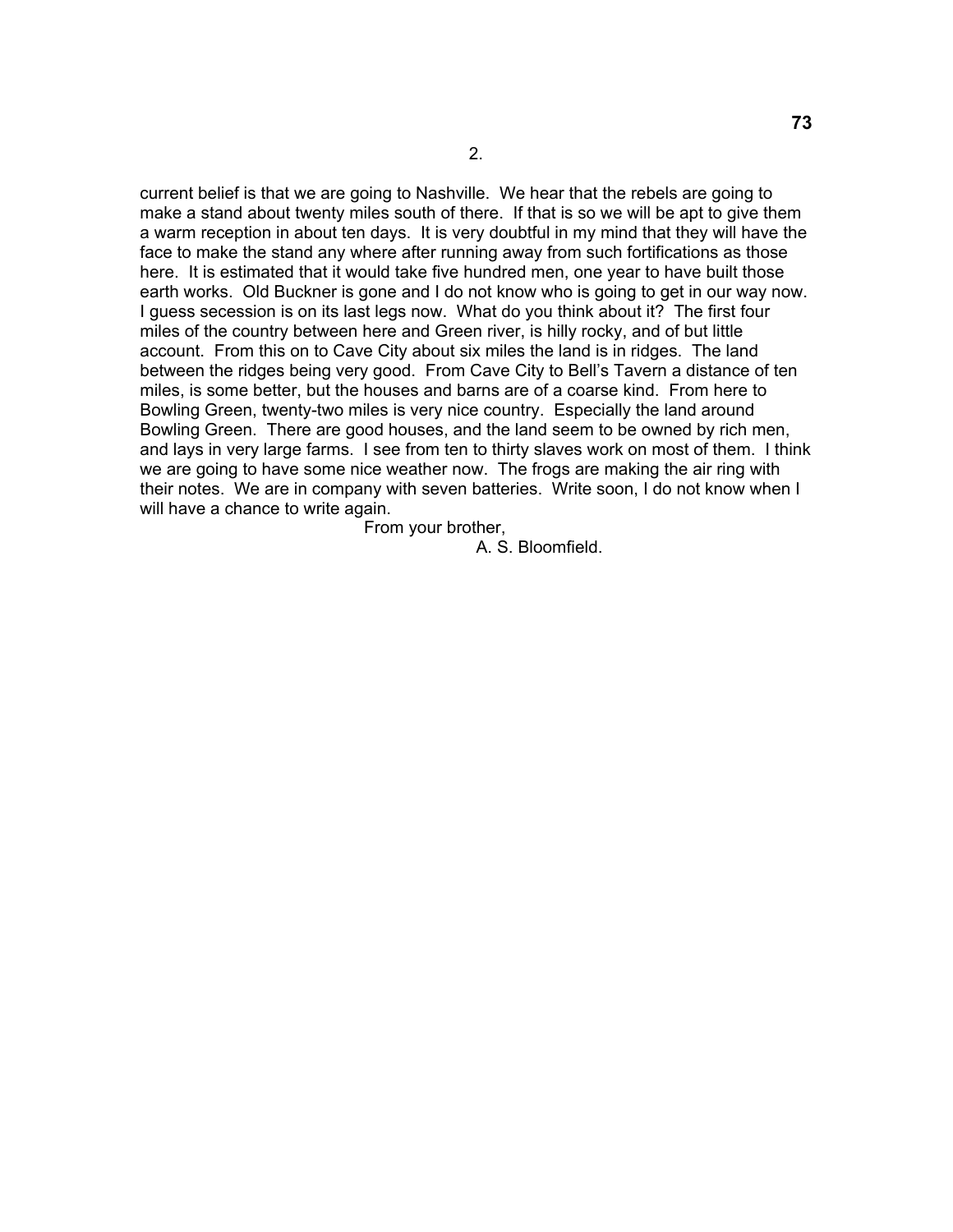2.

current belief is that we are going to Nashville. We hear that the rebels are going to make a stand about twenty miles south of there. If that is so we will be apt to give them a warm reception in about ten days. It is very doubtful in my mind that they will have the face to make the stand any where after running away from such fortifications as those here. It is estimated that it would take five hundred men, one year to have built those earth works. Old Buckner is gone and I do not know who is going to get in our way now. I guess secession is on its last legs now. What do you think about it? The first four miles of the country between here and Green river, is hilly rocky, and of but little account. From this on to Cave City about six miles the land is in ridges. The land between the ridges being very good. From Cave City to Bell's Tavern a distance of ten miles, is some better, but the houses and barns are of a coarse kind. From here to Bowling Green, twenty-two miles is very nice country. Especially the land around Bowling Green. There are good houses, and the land seem to be owned by rich men, and lays in very large farms. I see from ten to thirty slaves work on most of them. I think we are going to have some nice weather now. The frogs are making the air ring with their notes. We are in company with seven batteries. Write soon, I do not know when I will have a chance to write again.

From your brother,

A. S. Bloomfield.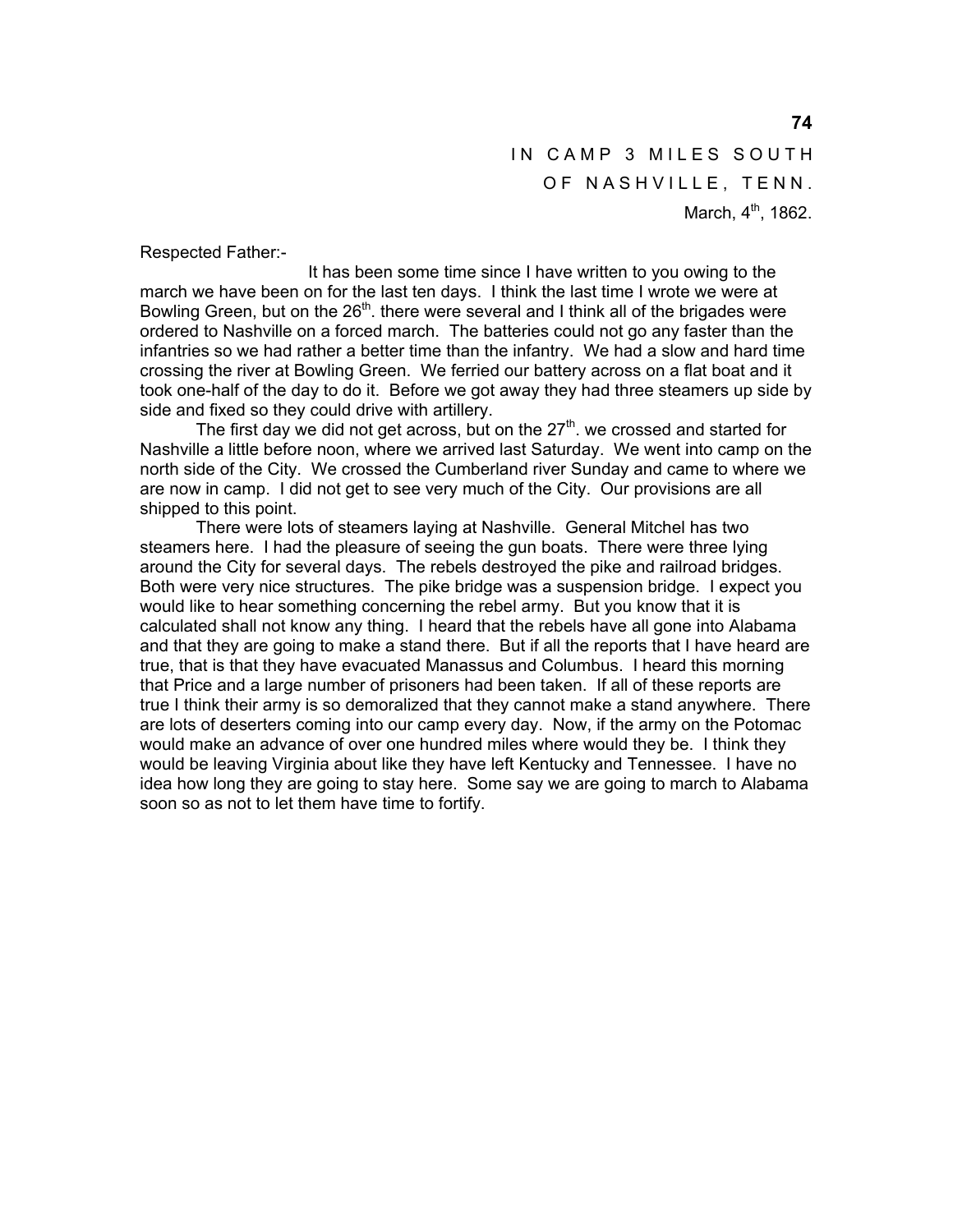IN CAMP 3 MILES SOUTH
OF NASHVILLE, TENN.
March, 4th, 1862.

Respected Father:-

It has been some time since I have written to you owing to the march we have been on for the last ten days. I think the last time I wrote we were at Bowling Green, but on the 26th. there were several and I think all of the brigades were ordered to Nashville on a forced march. The batteries could not go any faster than the infantries so we had rather a better time than the infantry. We had a slow and hard time crossing the river at Bowling Green. We ferried our battery across on a flat boat and it took one-half of the day to do it. Before we got away they had three steamers up side by side and fixed so they could drive with artillery.

The first day we did not get across, but on the 27th. we crossed and started for Nashville a little before noon, where we arrived last Saturday. We went into camp on the north side of the City. We crossed the Cumberland river Sunday and came to where we are now in camp. I did not get to see very much of the City. Our provisions are all shipped to this point.

There were lots of steamers laying at Nashville. General Mitchel has two steamers here. I had the pleasure of seeing the gun boats. There were three lying around the City for several days. The rebels destroyed the pike and railroad bridges. Both were very nice structures. The pike bridge was a suspension bridge. I expect you would like to hear something concerning the rebel army. But you know that it is calculated shall not know any thing. I heard that the rebels have all gone into Alabama and that they are going to make a stand there. But if all the reports that I have heard are true, that is that they have evacuated Manassus and Columbus. I heard this morning that Price and a large number of prisoners had been taken. If all of these reports are true I think their army is so demoralized that they cannot make a stand anywhere. There are lots of deserters coming into our camp every day. Now, if the army on the Potomac would make an advance of over one hundred miles where would they be. I think they would be leaving Virginia about like they have left Kentucky and Tennessee. I have no idea how long they are going to stay here. Some say we are going to march to Alabama soon so as not to let them have time to fortify.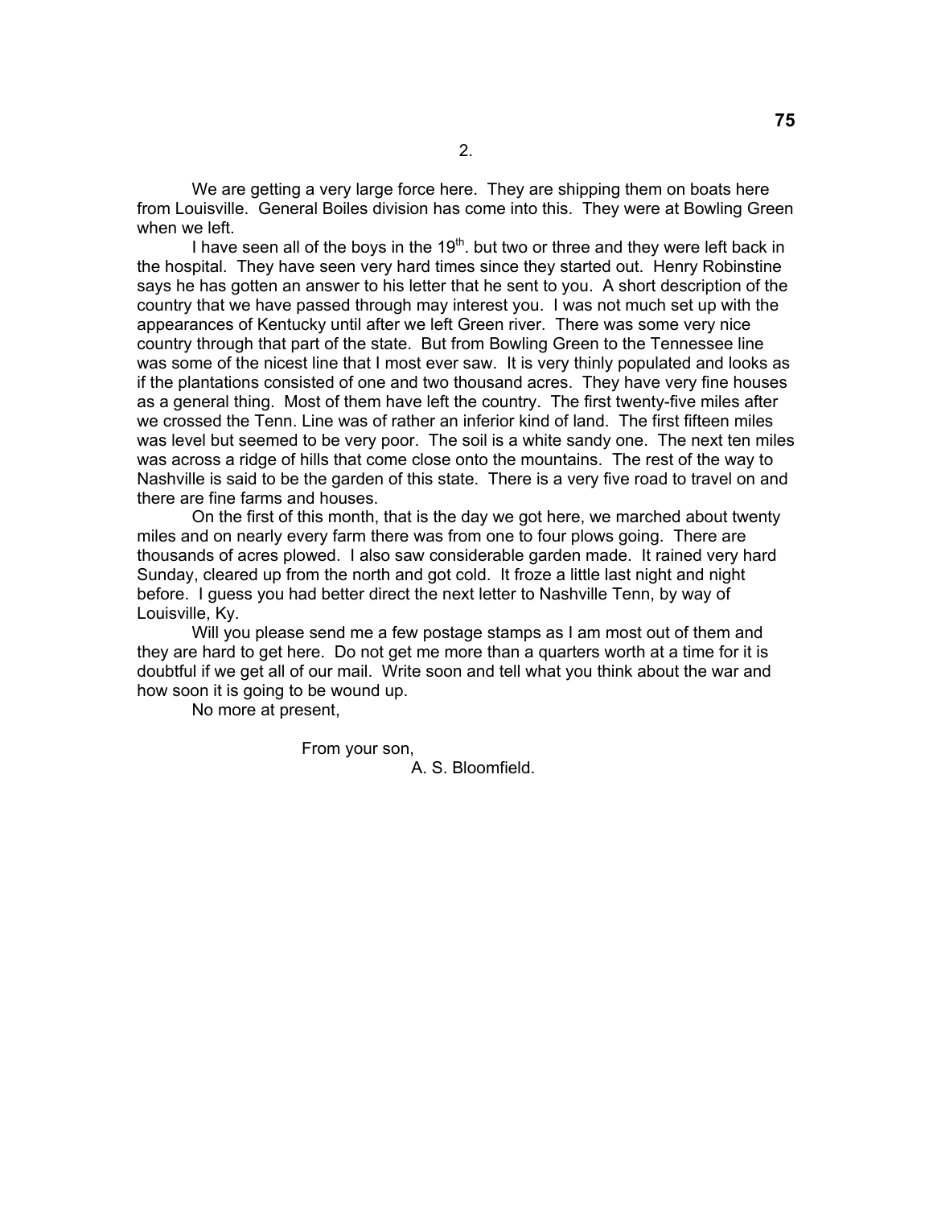2.

We are getting a very large force here. They are shipping them on boats here from Louisville. General Boiles division has come into this. They were at Bowling Green when we left.

I have seen all of the boys in the 19th. but two or three and they were left back in the hospital. They have seen very hard times since they started out. Henry Robinstine says he has gotten an answer to his letter that he sent to you. A short description of the country that we have passed through may interest you. I was not much set up with the appearances of Kentucky until after we left Green river. There was some very nice country through that part of the state. But from Bowling Green to the Tennessee line was some of the nicest line that I most ever saw. It is very thinly populated and looks as if the plantations consisted of one and two thousand acres. They have very fine houses as a general thing. Most of them have left the country. The first twenty-five miles after we crossed the Tenn. Line was of rather an inferior kind of land. The first fifteen miles was level but seemed to be very poor. The soil is a white sandy one. The next ten miles was across a ridge of hills that come close onto the mountains. The rest of the way to Nashville is said to be the garden of this state. There is a very five road to travel on and there are fine farms and houses.

On the first of this month, that is the day we got here, we marched about twenty miles and on nearly every farm there was from one to four plows going. There are thousands of acres plowed. I also saw considerable garden made. It rained very hard Sunday, cleared up from the north and got cold. It froze a little last night and night before. I guess you had better direct the next letter to Nashville Tenn, by way of Louisville, Ky.

Will you please send me a few postage stamps as I am most out of them and they are hard to get here. Do not get me more than a quarters worth at a time for it is doubtful if we get all of our mail. Write soon and tell what you think about the war and how soon it is going to be wound up.

No more at present,

From your son,
A. S. Bloomfield.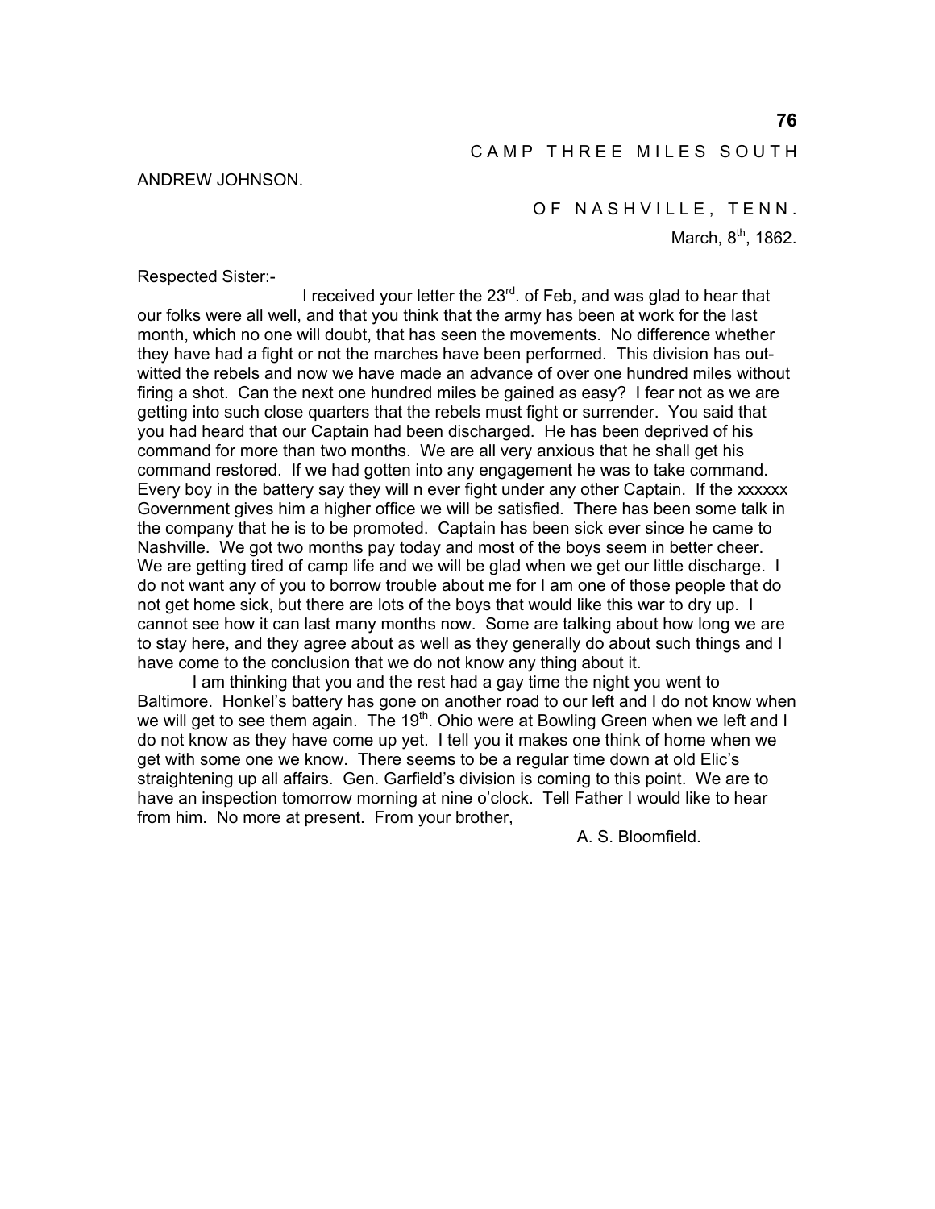CAMP THREE MILES SOUTH

ANDREW JOHNSON.

OF NASHVILLE, TENN.

March, 8th, 1862.

Respected Sister:-

I received your letter the 23rd. of Feb, and was glad to hear that our folks were all well, and that you think that the army has been at work for the last month, which no one will doubt, that has seen the movements. No difference whether they have had a fight or not the marches have been performed. This division has out-witted the rebels and now we have made an advance of over one hundred miles without firing a shot. Can the next one hundred miles be gained as easy? I fear not as we are getting into such close quarters that the rebels must fight or surrender. You said that you had heard that our Captain had been discharged. He has been deprived of his command for more than two months. We are all very anxious that he shall get his command restored. If we had gotten into any engagement he was to take command. Every boy in the battery say they will n ever fight under any other Captain. If the xxxxxx Government gives him a higher office we will be satisfied. There has been some talk in the company that he is to be promoted. Captain has been sick ever since he came to Nashville. We got two months pay today and most of the boys seem in better cheer. We are getting tired of camp life and we will be glad when we get our little discharge. I do not want any of you to borrow trouble about me for I am one of those people that do not get home sick, but there are lots of the boys that would like this war to dry up. I cannot see how it can last many months now. Some are talking about how long we are to stay here, and they agree about as well as they generally do about such things and I have come to the conclusion that we do not know any thing about it.

I am thinking that you and the rest had a gay time the night you went to Baltimore. Honkel's battery has gone on another road to our left and I do not know when we will get to see them again. The 19th. Ohio were at Bowling Green when we left and I do not know as they have come up yet. I tell you it makes one think of home when we get with some one we know. There seems to be a regular time down at old Elic's straightening up all affairs. Gen. Garfield's division is coming to this point. We are to have an inspection tomorrow morning at nine o'clock. Tell Father I would like to hear from him. No more at present. From your brother,

A. S. Bloomfield.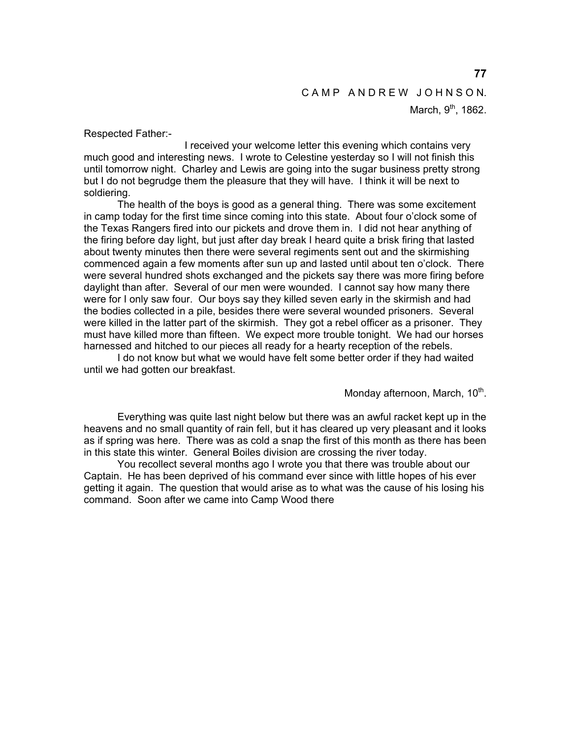CAMP ANDREW JOHNSON.

March, 9th, 1862.

Respected Father:-

I received your welcome letter this evening which contains very much good and interesting news. I wrote to Celestine yesterday so I will not finish this until tomorrow night. Charley and Lewis are going into the sugar business pretty strong but I do not begrudge them the pleasure that they will have. I think it will be next to soldiering.

The health of the boys is good as a general thing. There was some excitement in camp today for the first time since coming into this state. About four o'clock some of the Texas Rangers fired into our pickets and drove them in. I did not hear anything of the firing before day light, but just after day break I heard quite a brisk firing that lasted about twenty minutes then there were several regiments sent out and the skirmishing commenced again a few moments after sun up and lasted until about ten o'clock. There were several hundred shots exchanged and the pickets say there was more firing before daylight than after. Several of our men were wounded. I cannot say how many there were for I only saw four. Our boys say they killed seven early in the skirmish and had the bodies collected in a pile, besides there were several wounded prisoners. Several were killed in the latter part of the skirmish. They got a rebel officer as a prisoner. They must have killed more than fifteen. We expect more trouble tonight. We had our horses harnessed and hitched to our pieces all ready for a hearty reception of the rebels.

I do not know but what we would have felt some better order if they had waited until we had gotten our breakfast.

Monday afternoon, March, 10th.

Everything was quite last night below but there was an awful racket kept up in the heavens and no small quantity of rain fell, but it has cleared up very pleasant and it looks as if spring was here. There was as cold a snap the first of this month as there has been in this state this winter. General Boiles division are crossing the river today.

You recollect several months ago I wrote you that there was trouble about our Captain. He has been deprived of his command ever since with little hopes of his ever getting it again. The question that would arise as to what was the cause of his losing his command. Soon after we came into Camp Wood there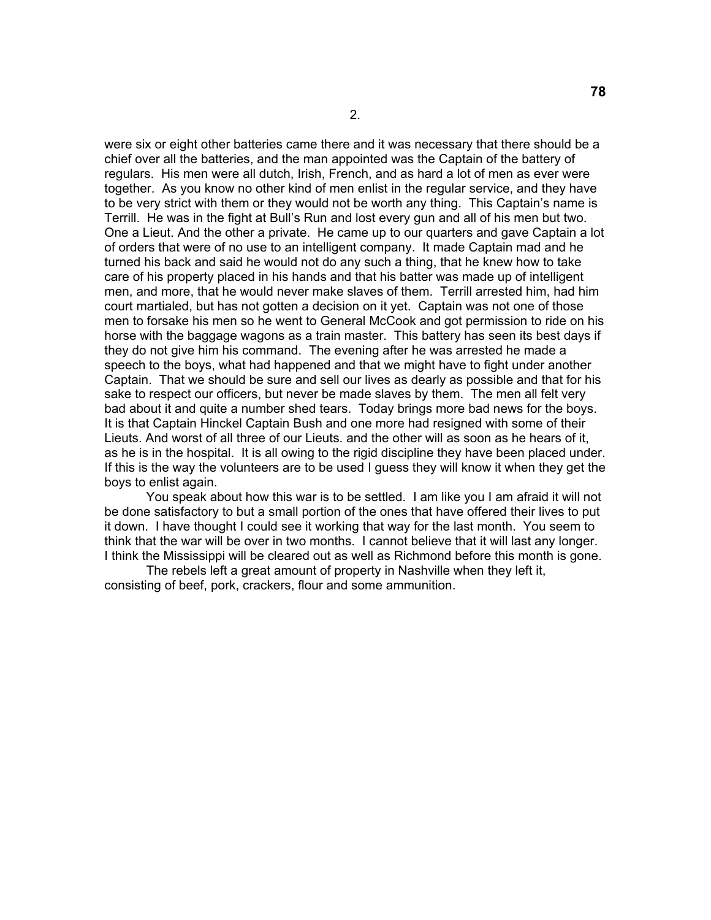2.

were six or eight other batteries came there and it was necessary that there should be a chief over all the batteries, and the man appointed was the Captain of the battery of regulars. His men were all dutch, Irish, French, and as hard a lot of men as ever were together. As you know no other kind of men enlist in the regular service, and they have to be very strict with them or they would not be worth any thing. This Captain's name is Terrill. He was in the fight at Bull's Run and lost every gun and all of his men but two. One a Lieut. And the other a private. He came up to our quarters and gave Captain a lot of orders that were of no use to an intelligent company. It made Captain mad and he turned his back and said he would not do any such a thing, that he knew how to take care of his property placed in his hands and that his batter was made up of intelligent men, and more, that he would never make slaves of them. Terrill arrested him, had him court martialed, but has not gotten a decision on it yet. Captain was not one of those men to forsake his men so he went to General McCook and got permission to ride on his horse with the baggage wagons as a train master. This battery has seen its best days if they do not give him his command. The evening after he was arrested he made a speech to the boys, what had happened and that we might have to fight under another Captain. That we should be sure and sell our lives as dearly as possible and that for his sake to respect our officers, but never be made slaves by them. The men all felt very bad about it and quite a number shed tears. Today brings more bad news for the boys. It is that Captain Hinckel Captain Bush and one more had resigned with some of their Lieuts. And worst of all three of our Lieuts. and the other will as soon as he hears of it, as he is in the hospital. It is all owing to the rigid discipline they have been placed under. If this is the way the volunteers are to be used I guess they will know it when they get the boys to enlist again.

You speak about how this war is to be settled. I am like you I am afraid it will not be done satisfactory to but a small portion of the ones that have offered their lives to put it down. I have thought I could see it working that way for the last month. You seem to think that the war will be over in two months. I cannot believe that it will last any longer. I think the Mississippi will be cleared out as well as Richmond before this month is gone.

The rebels left a great amount of property in Nashville when they left it, consisting of beef, pork, crackers, flour and some ammunition.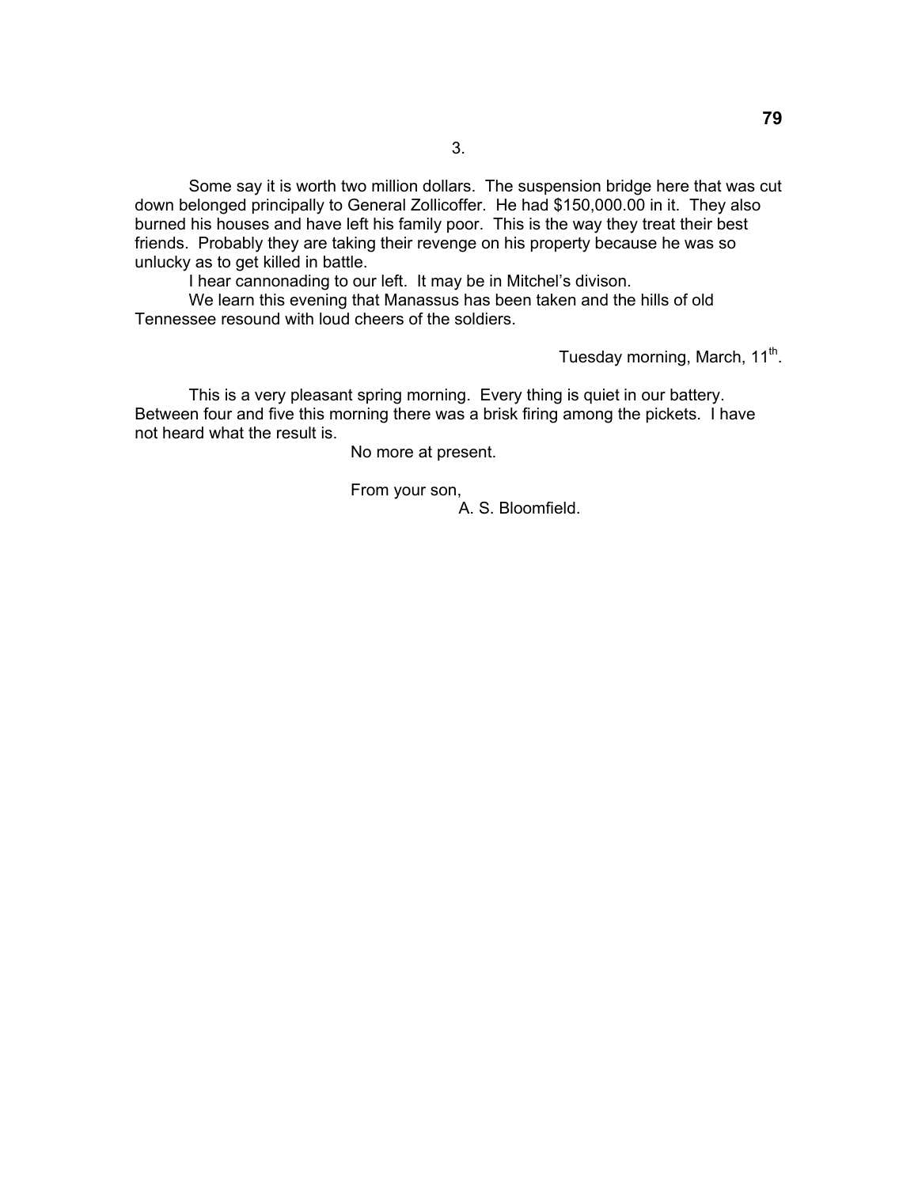3.

Some say it is worth two million dollars. The suspension bridge here that was cut down belonged principally to General Zollicoffer. He had $150,000.00 in it. They also burned his houses and have left his family poor. This is the way they treat their best friends. Probably they are taking their revenge on his property because he was so unlucky as to get killed in battle.

I hear cannonading to our left. It may be in Mitchel's divison.

We learn this evening that Manassus has been taken and the hills of old Tennessee resound with loud cheers of the soldiers.

Tuesday morning, March, 11th.

This is a very pleasant spring morning. Every thing is quiet in our battery. Between four and five this morning there was a brisk firing among the pickets. I have not heard what the result is.

No more at present.

From your son,
A. S. Bloomfield.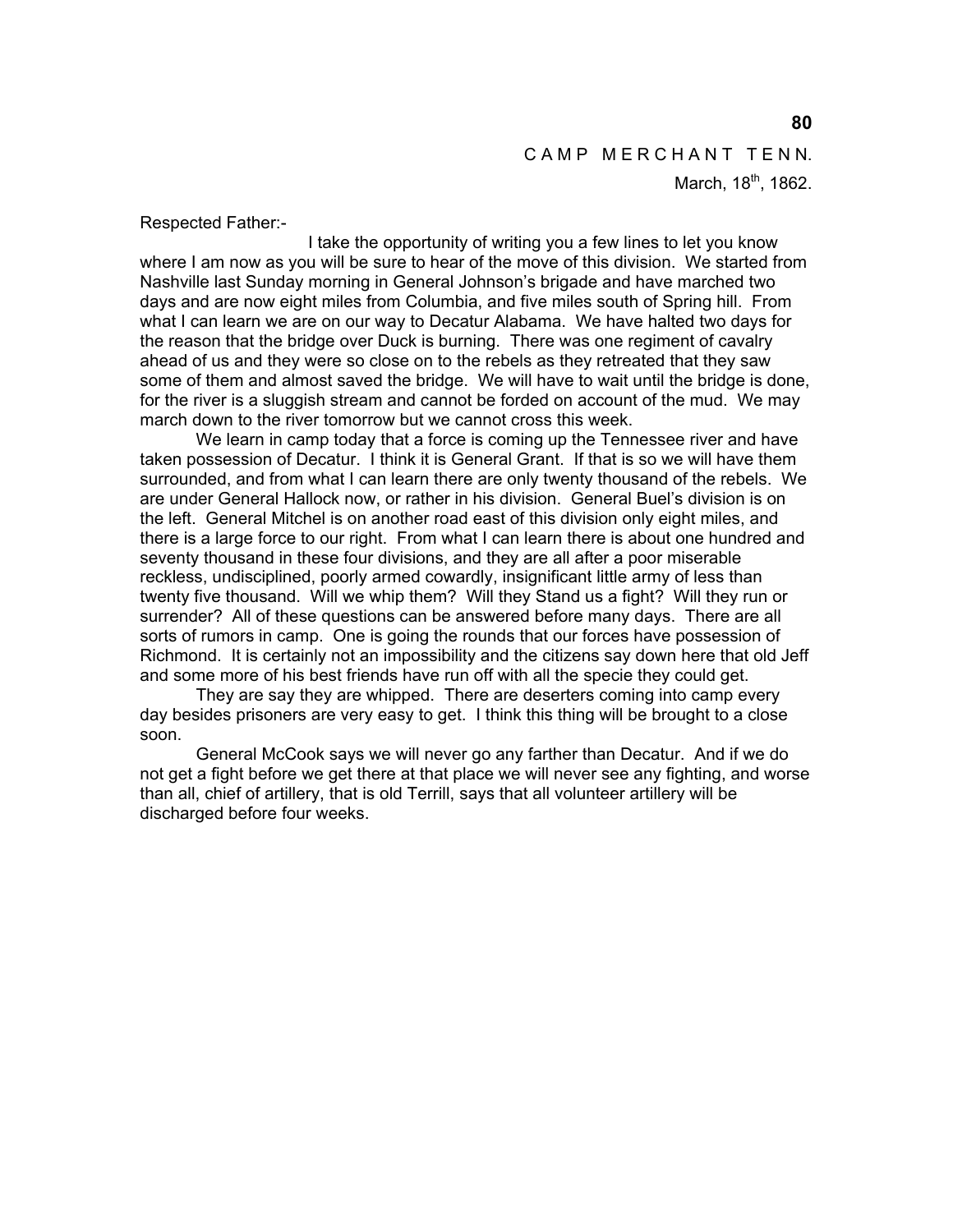CAMP MERCHANT TENN.

March, 18th, 1862.

Respected Father:-

I take the opportunity of writing you a few lines to let you know where I am now as you will be sure to hear of the move of this division. We started from Nashville last Sunday morning in General Johnson's brigade and have marched two days and are now eight miles from Columbia, and five miles south of Spring hill. From what I can learn we are on our way to Decatur Alabama. We have halted two days for the reason that the bridge over Duck is burning. There was one regiment of cavalry ahead of us and they were so close on to the rebels as they retreated that they saw some of them and almost saved the bridge. We will have to wait until the bridge is done, for the river is a sluggish stream and cannot be forded on account of the mud. We may march down to the river tomorrow but we cannot cross this week.

We learn in camp today that a force is coming up the Tennessee river and have taken possession of Decatur. I think it is General Grant. If that is so we will have them surrounded, and from what I can learn there are only twenty thousand of the rebels. We are under General Hallock now, or rather in his division. General Buel's division is on the left. General Mitchel is on another road east of this division only eight miles, and there is a large force to our right. From what I can learn there is about one hundred and seventy thousand in these four divisions, and they are all after a poor miserable reckless, undisciplined, poorly armed cowardly, insignificant little army of less than twenty five thousand. Will we whip them? Will they Stand us a fight? Will they run or surrender? All of these questions can be answered before many days. There are all sorts of rumors in camp. One is going the rounds that our forces have possession of Richmond. It is certainly not an impossibility and the citizens say down here that old Jeff and some more of his best friends have run off with all the specie they could get.

They are say they are whipped. There are deserters coming into camp every day besides prisoners are very easy to get. I think this thing will be brought to a close soon.

General McCook says we will never go any farther than Decatur. And if we do not get a fight before we get there at that place we will never see any fighting, and worse than all, chief of artillery, that is old Terrill, says that all volunteer artillery will be discharged before four weeks.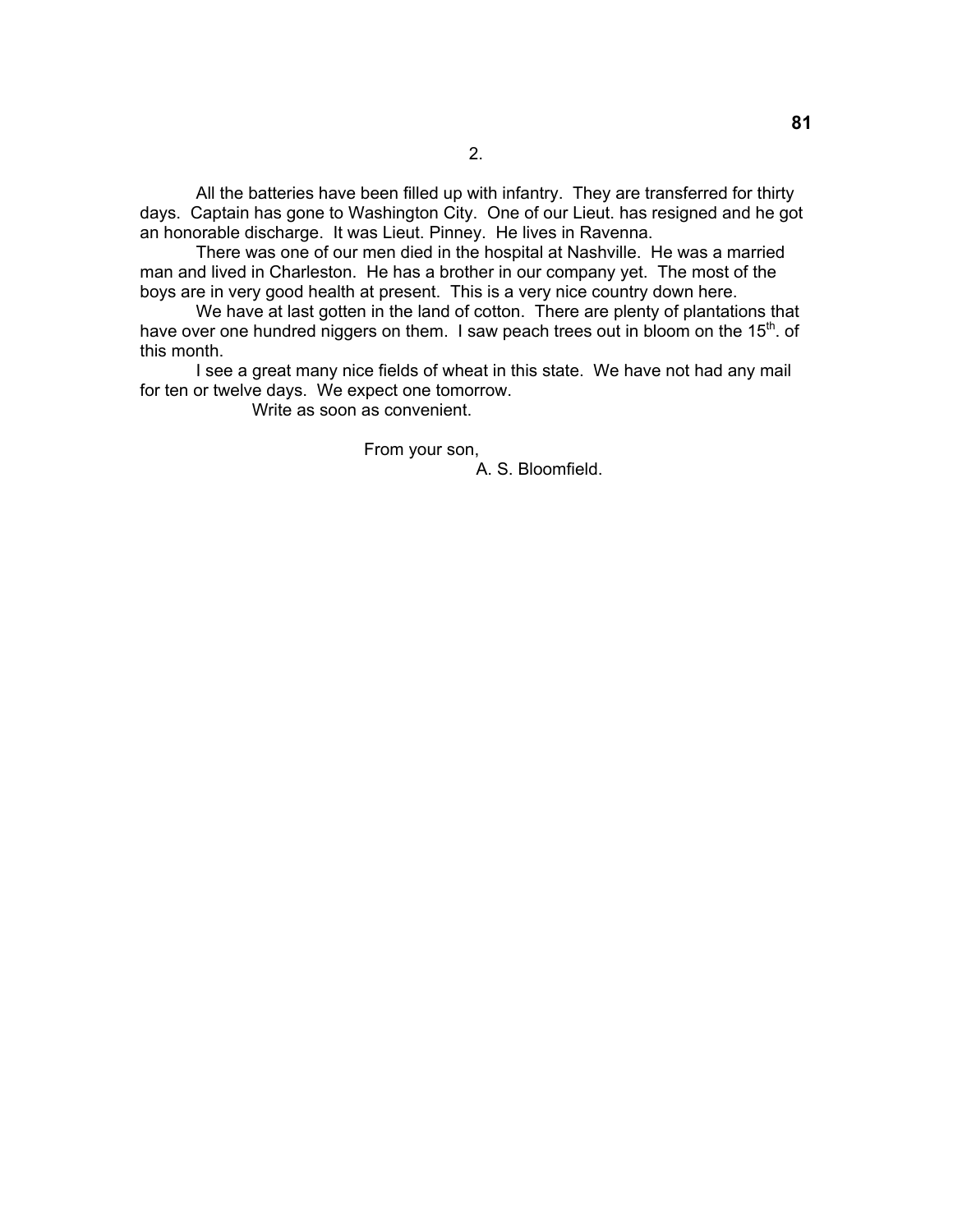All the batteries have been filled up with infantry. They are transferred for thirty days. Captain has gone to Washington City. One of our Lieut. has resigned and he got an honorable discharge. It was Lieut. Pinney. He lives in Ravenna.

There was one of our men died in the hospital at Nashville. He was a married man and lived in Charleston. He has a brother in our company yet. The most of the boys are in very good health at present. This is a very nice country down here.

We have at last gotten in the land of cotton. There are plenty of plantations that have over one hundred niggers on them. I saw peach trees out in bloom on the 15th. of this month.

I see a great many nice fields of wheat in this state. We have not had any mail for ten or twelve days. We expect one tomorrow.

Write as soon as convenient.

From your son,

A. S. Bloomfield.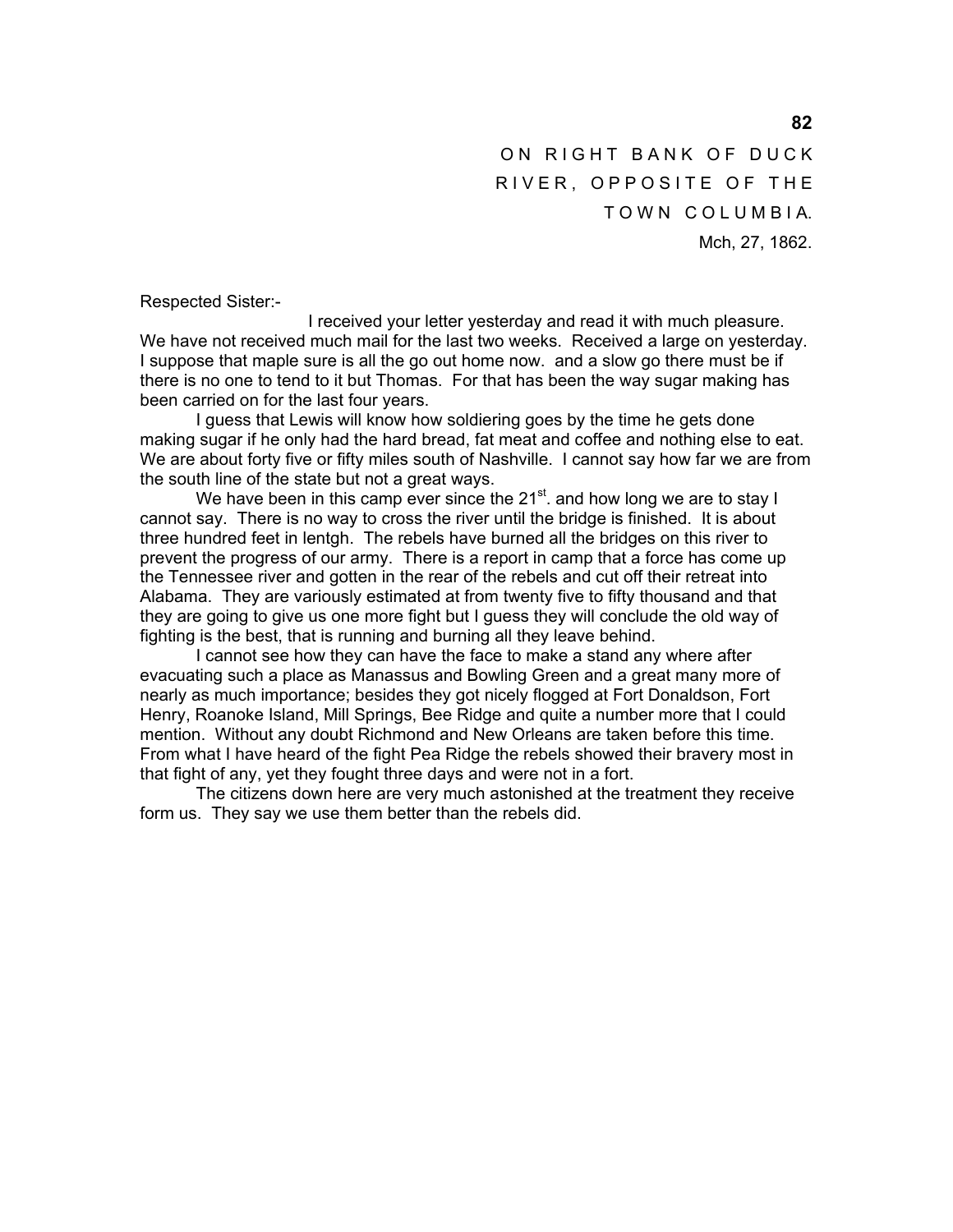ON RIGHT BANK OF DUCK RIVER, OPPOSITE OF THE TOWN COLUMBIA.
Mch, 27, 1862.

Respected Sister:-

I received your letter yesterday and read it with much pleasure. We have not received much mail for the last two weeks. Received a large on yesterday. I suppose that maple sure is all the go out home now. and a slow go there must be if there is no one to tend to it but Thomas. For that has been the way sugar making has been carried on for the last four years.

I guess that Lewis will know how soldiering goes by the time he gets done making sugar if he only had the hard bread, fat meat and coffee and nothing else to eat. We are about forty five or fifty miles south of Nashville. I cannot say how far we are from the south line of the state but not a great ways.

We have been in this camp ever since the 21st. and how long we are to stay I cannot say. There is no way to cross the river until the bridge is finished. It is about three hundred feet in lentgh. The rebels have burned all the bridges on this river to prevent the progress of our army. There is a report in camp that a force has come up the Tennessee river and gotten in the rear of the rebels and cut off their retreat into Alabama. They are variously estimated at from twenty five to fifty thousand and that they are going to give us one more fight but I guess they will conclude the old way of fighting is the best, that is running and burning all they leave behind.

I cannot see how they can have the face to make a stand any where after evacuating such a place as Manassus and Bowling Green and a great many more of nearly as much importance; besides they got nicely flogged at Fort Donaldson, Fort Henry, Roanoke Island, Mill Springs, Bee Ridge and quite a number more that I could mention. Without any doubt Richmond and New Orleans are taken before this time. From what I have heard of the fight Pea Ridge the rebels showed their bravery most in that fight of any, yet they fought three days and were not in a fort.

The citizens down here are very much astonished at the treatment they receive form us. They say we use them better than the rebels did.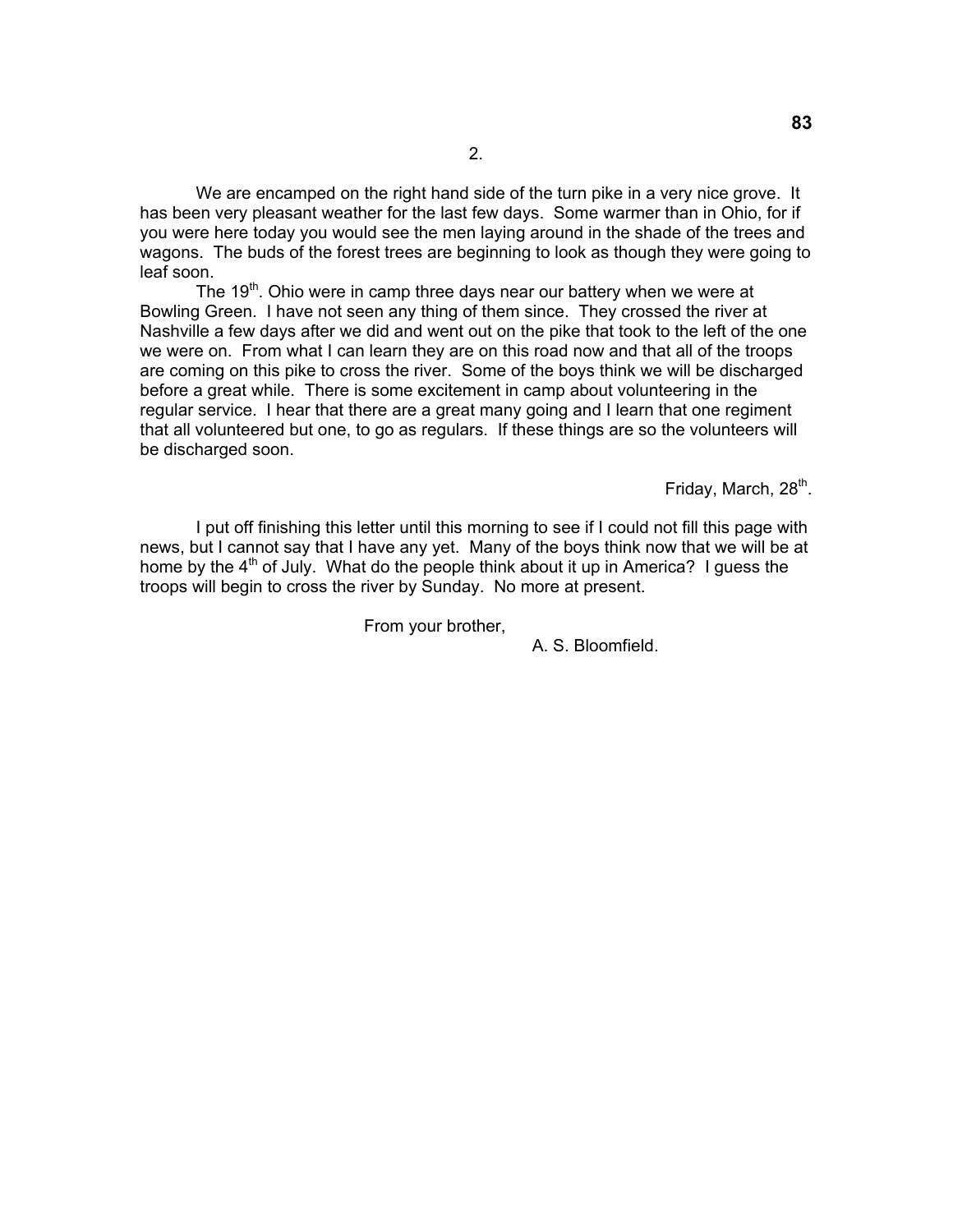2.

We are encamped on the right hand side of the turn pike in a very nice grove. It has been very pleasant weather for the last few days. Some warmer than in Ohio, for if you were here today you would see the men laying around in the shade of the trees and wagons. The buds of the forest trees are beginning to look as though they were going to leaf soon.

The 19th. Ohio were in camp three days near our battery when we were at Bowling Green. I have not seen any thing of them since. They crossed the river at Nashville a few days after we did and went out on the pike that took to the left of the one we were on. From what I can learn they are on this road now and that all of the troops are coming on this pike to cross the river. Some of the boys think we will be discharged before a great while. There is some excitement in camp about volunteering in the regular service. I hear that there are a great many going and I learn that one regiment that all volunteered but one, to go as regulars. If these things are so the volunteers will be discharged soon.

Friday, March, 28th.

I put off finishing this letter until this morning to see if I could not fill this page with news, but I cannot say that I have any yet. Many of the boys think now that we will be at home by the 4th of July. What do the people think about it up in America? I guess the troops will begin to cross the river by Sunday. No more at present.

From your brother,

A. S. Bloomfield.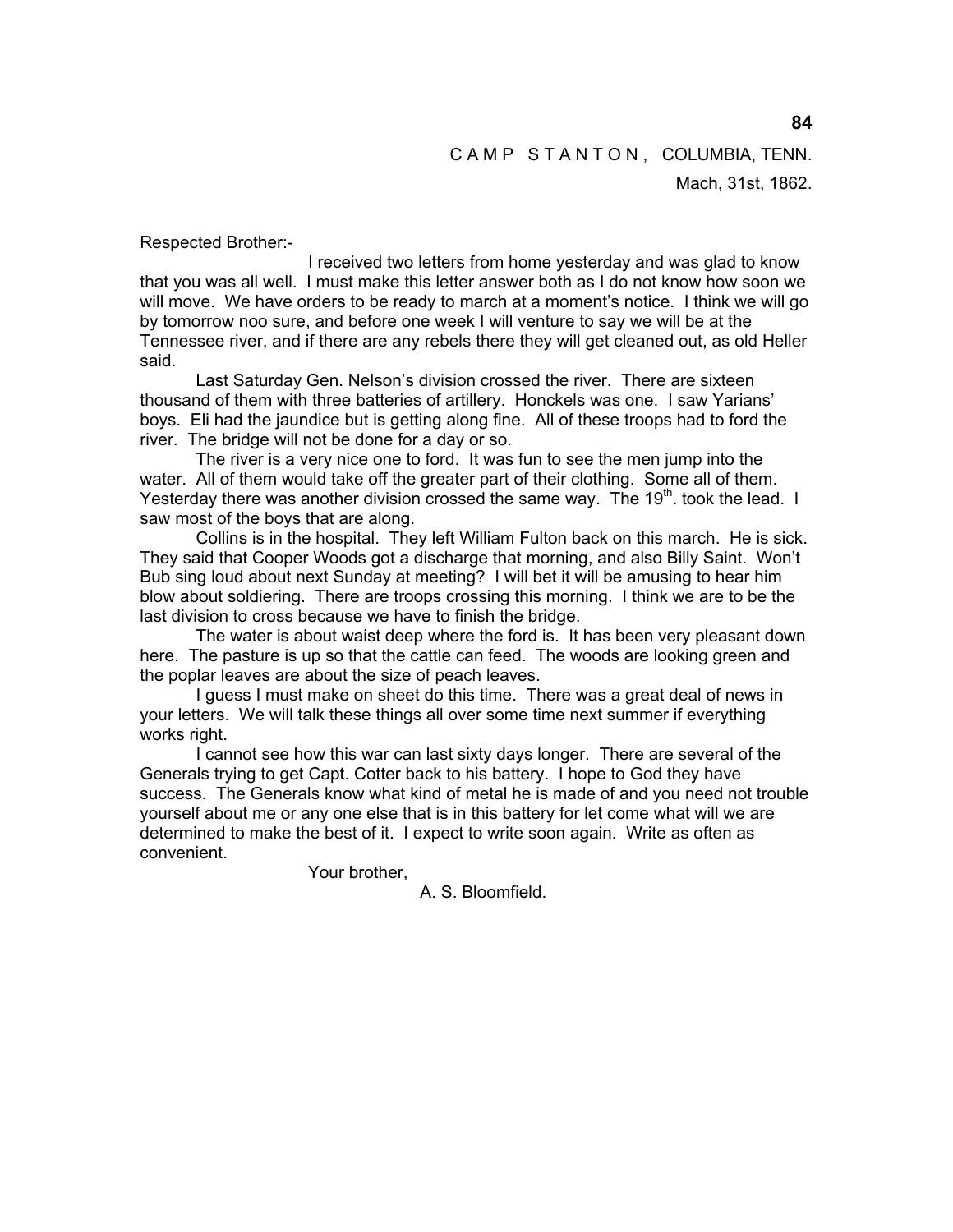CAMP STANTON, COLUMBIA, TENN.

Mach, 31st, 1862.

Respected Brother:-

I received two letters from home yesterday and was glad to know that you was all well. I must make this letter answer both as I do not know how soon we will move. We have orders to be ready to march at a moment's notice. I think we will go by tomorrow noo sure, and before one week I will venture to say we will be at the Tennessee river, and if there are any rebels there they will get cleaned out, as old Heller said.

Last Saturday Gen. Nelson's division crossed the river. There are sixteen thousand of them with three batteries of artillery. Honckels was one. I saw Yarians' boys. Eli had the jaundice but is getting along fine. All of these troops had to ford the river. The bridge will not be done for a day or so.

The river is a very nice one to ford. It was fun to see the men jump into the water. All of them would take off the greater part of their clothing. Some all of them. Yesterday there was another division crossed the same way. The 19th. took the lead. I saw most of the boys that are along.

Collins is in the hospital. They left William Fulton back on this march. He is sick. They said that Cooper Woods got a discharge that morning, and also Billy Saint. Won't Bub sing loud about next Sunday at meeting? I will bet it will be amusing to hear him blow about soldiering. There are troops crossing this morning. I think we are to be the last division to cross because we have to finish the bridge.

The water is about waist deep where the ford is. It has been very pleasant down here. The pasture is up so that the cattle can feed. The woods are looking green and the poplar leaves are about the size of peach leaves.

I guess I must make on sheet do this time. There was a great deal of news in your letters. We will talk these things all over some time next summer if everything works right.

I cannot see how this war can last sixty days longer. There are several of the Generals trying to get Capt. Cotter back to his battery. I hope to God they have success. The Generals know what kind of metal he is made of and you need not trouble yourself about me or any one else that is in this battery for let come what will we are determined to make the best of it. I expect to write soon again. Write as often as convenient.

Your brother,

A. S. Bloomfield.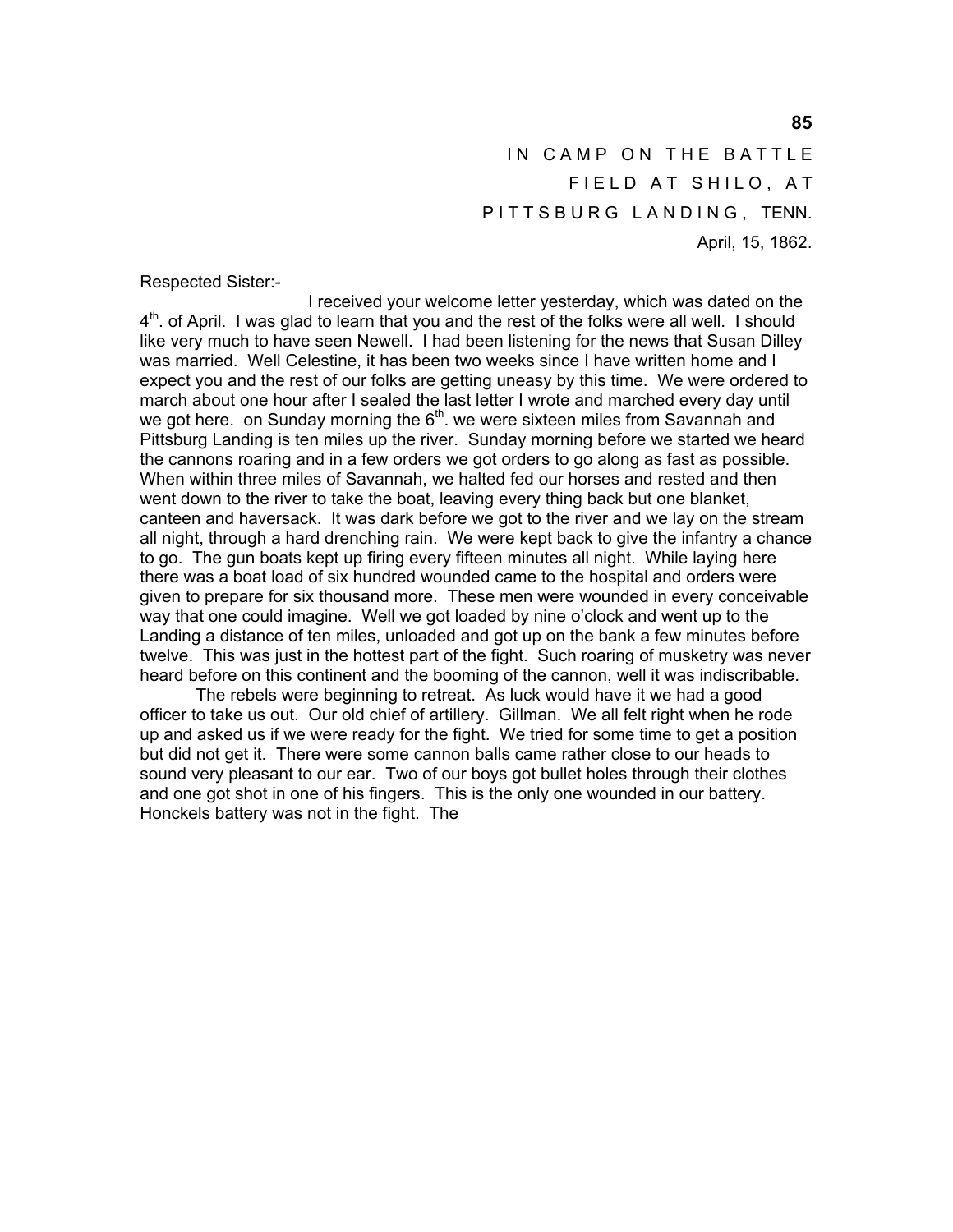IN CAMP ON THE BATTLE
FIELD AT SHILO, AT
PITTSBURG LANDING, TENN.
April, 15, 1862.

Respected Sister:-

I received your welcome letter yesterday, which was dated on the 4th. of April. I was glad to learn that you and the rest of the folks were all well. I should like very much to have seen Newell. I had been listening for the news that Susan Dilley was married. Well Celestine, it has been two weeks since I have written home and I expect you and the rest of our folks are getting uneasy by this time. We were ordered to march about one hour after I sealed the last letter I wrote and marched every day until we got here. on Sunday morning the 6th. we were sixteen miles from Savannah and Pittsburg Landing is ten miles up the river. Sunday morning before we started we heard the cannons roaring and in a few orders we got orders to go along as fast as possible. When within three miles of Savannah, we halted fed our horses and rested and then went down to the river to take the boat, leaving every thing back but one blanket, canteen and haversack. It was dark before we got to the river and we lay on the stream all night, through a hard drenching rain. We were kept back to give the infantry a chance to go. The gun boats kept up firing every fifteen minutes all night. While laying here there was a boat load of six hundred wounded came to the hospital and orders were given to prepare for six thousand more. These men were wounded in every conceivable way that one could imagine. Well we got loaded by nine o'clock and went up to the Landing a distance of ten miles, unloaded and got up on the bank a few minutes before twelve. This was just in the hottest part of the fight. Such roaring of musketry was never heard before on this continent and the booming of the cannon, well it was indiscribable.

The rebels were beginning to retreat. As luck would have it we had a good officer to take us out. Our old chief of artillery. Gillman. We all felt right when he rode up and asked us if we were ready for the fight. We tried for some time to get a position but did not get it. There were some cannon balls came rather close to our heads to sound very pleasant to our ear. Two of our boys got bullet holes through their clothes and one got shot in one of his fingers. This is the only one wounded in our battery. Honckels battery was not in the fight. The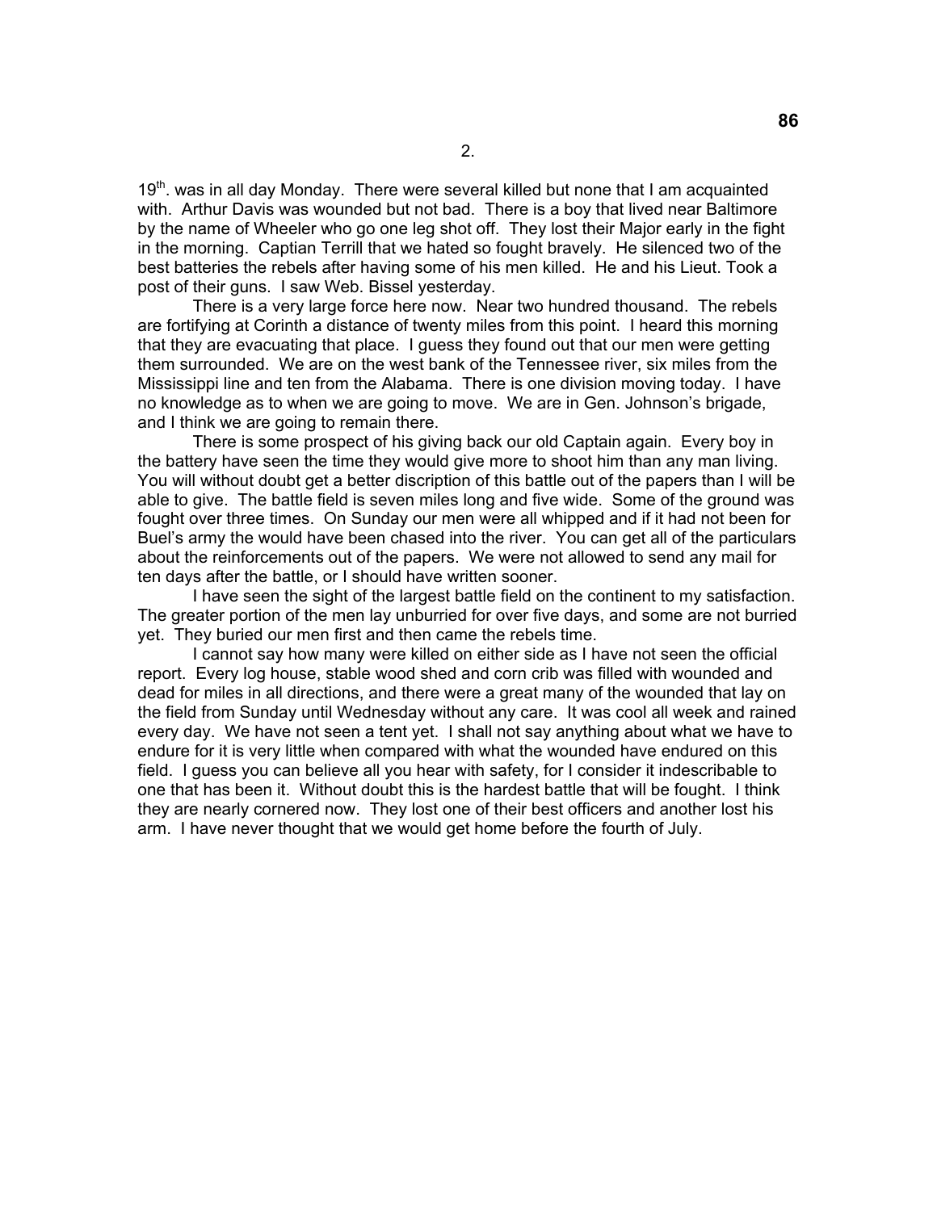2.

19th. was in all day Monday. There were several killed but none that I am acquainted with. Arthur Davis was wounded but not bad. There is a boy that lived near Baltimore by the name of Wheeler who go one leg shot off. They lost their Major early in the fight in the morning. Captian Terrill that we hated so fought bravely. He silenced two of the best batteries the rebels after having some of his men killed. He and his Lieut. Took a post of their guns. I saw Web. Bissel yesterday.

There is a very large force here now. Near two hundred thousand. The rebels are fortifying at Corinth a distance of twenty miles from this point. I heard this morning that they are evacuating that place. I guess they found out that our men were getting them surrounded. We are on the west bank of the Tennessee river, six miles from the Mississippi line and ten from the Alabama. There is one division moving today. I have no knowledge as to when we are going to move. We are in Gen. Johnson's brigade, and I think we are going to remain there.

There is some prospect of his giving back our old Captain again. Every boy in the battery have seen the time they would give more to shoot him than any man living. You will without doubt get a better discription of this battle out of the papers than I will be able to give. The battle field is seven miles long and five wide. Some of the ground was fought over three times. On Sunday our men were all whipped and if it had not been for Buel's army the would have been chased into the river. You can get all of the particulars about the reinforcements out of the papers. We were not allowed to send any mail for ten days after the battle, or I should have written sooner.

I have seen the sight of the largest battle field on the continent to my satisfaction. The greater portion of the men lay unburried for over five days, and some are not burried yet. They buried our men first and then came the rebels time.

I cannot say how many were killed on either side as I have not seen the official report. Every log house, stable wood shed and corn crib was filled with wounded and dead for miles in all directions, and there were a great many of the wounded that lay on the field from Sunday until Wednesday without any care. It was cool all week and rained every day. We have not seen a tent yet. I shall not say anything about what we have to endure for it is very little when compared with what the wounded have endured on this field. I guess you can believe all you hear with safety, for I consider it indescribable to one that has been it. Without doubt this is the hardest battle that will be fought. I think they are nearly cornered now. They lost one of their best officers and another lost his arm. I have never thought that we would get home before the fourth of July.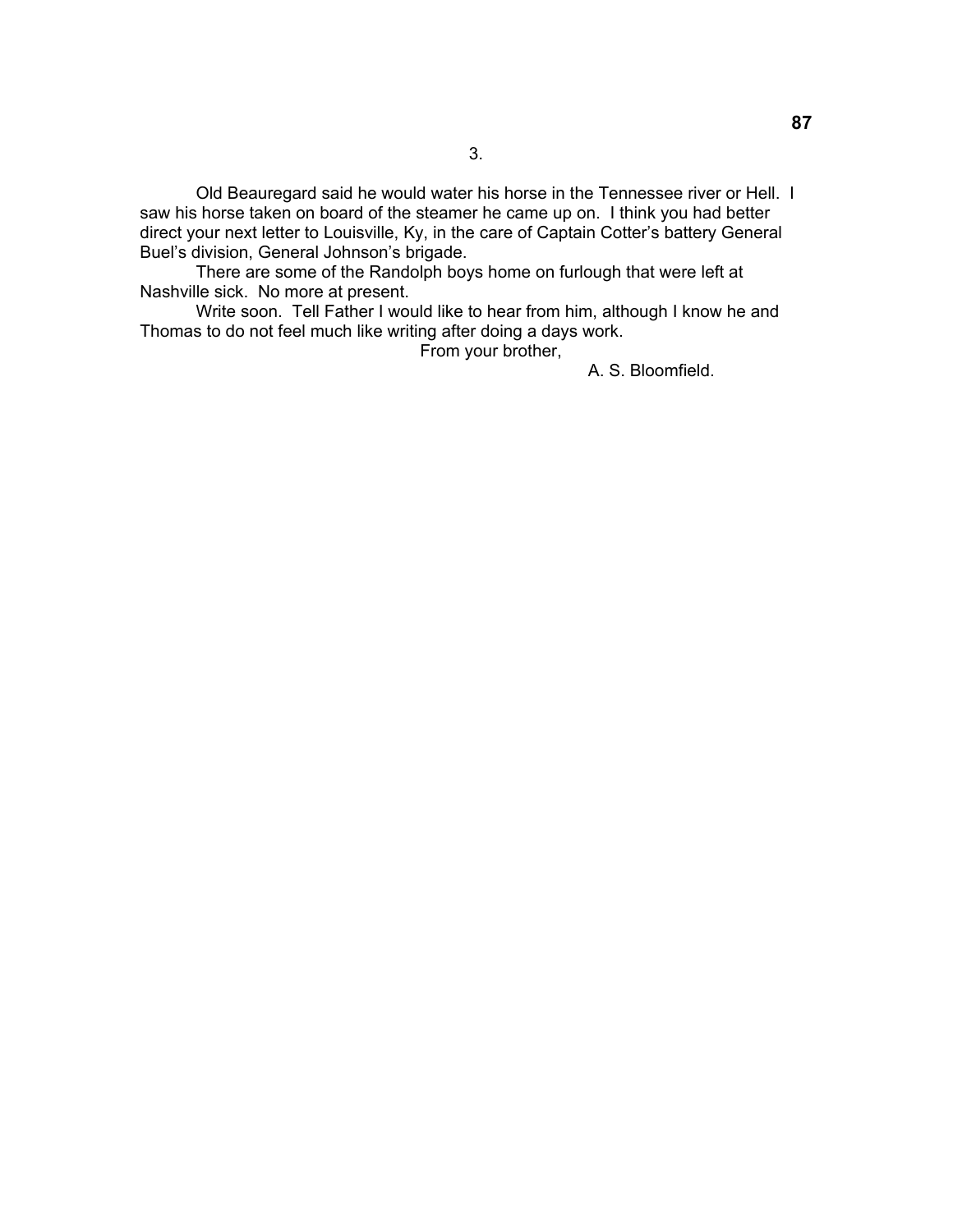3.

Old Beauregard said he would water his horse in the Tennessee river or Hell. I saw his horse taken on board of the steamer he came up on. I think you had better direct your next letter to Louisville, Ky, in the care of Captain Cotter's battery General Buel's division, General Johnson's brigade.

There are some of the Randolph boys home on furlough that were left at Nashville sick. No more at present.

Write soon. Tell Father I would like to hear from him, although I know he and Thomas to do not feel much like writing after doing a days work.

From your brother,

A. S. Bloomfield.